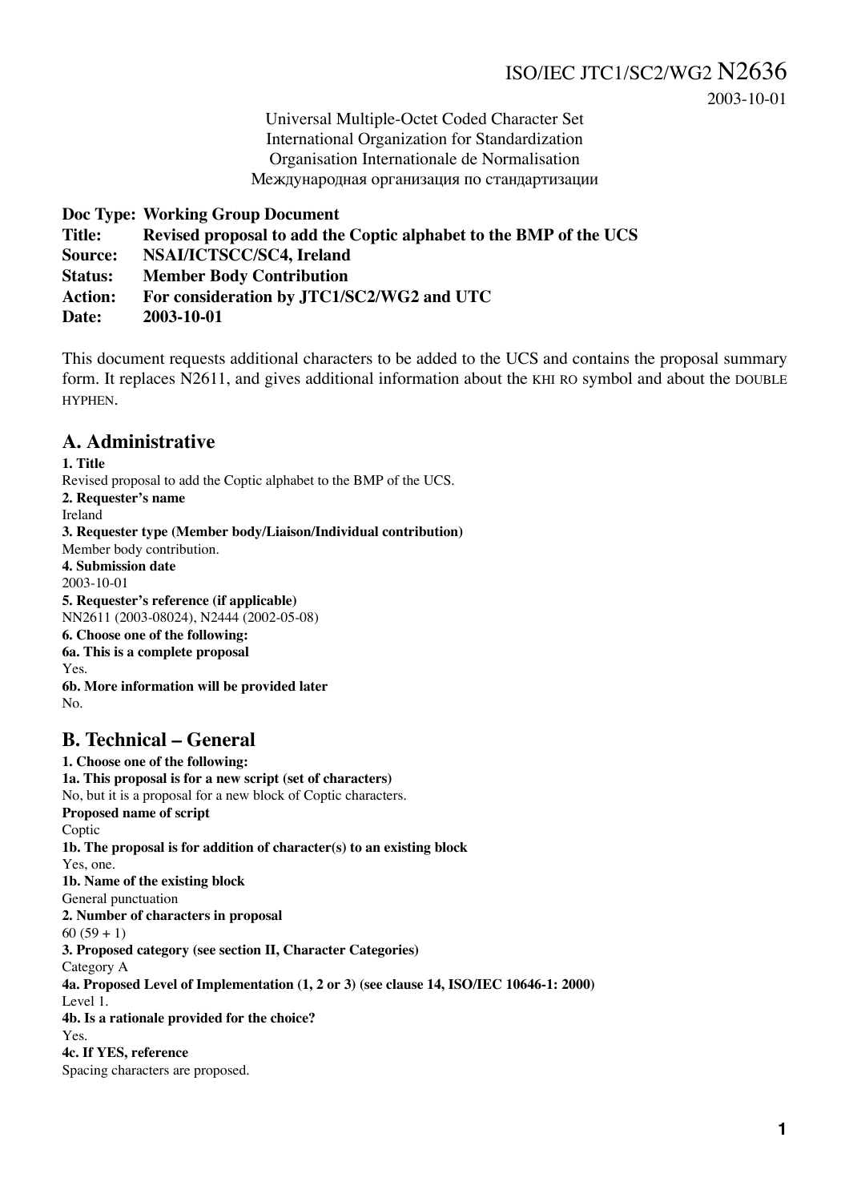ISO/IEC JTC1/SC2/WG2 N2636

2003-10-01

Universal Multiple-Octet Coded Character Set
International Organization for Standardization
Organisation Internationale de Normalisation
Международная организация по стандартизации

**Doc Type: Working Group Document**
**Title: Revised proposal to add the Coptic alphabet to the BMP of the UCS**
**Source: NSAI/ICTSCC/SC4, Ireland**
**Status: Member Body Contribution**
**Action: For consideration by JTC1/SC2/WG2 and UTC**
**Date: 2003-10-01**

This document requests additional characters to be added to the UCS and contains the proposal summary form. It replaces N2611, and gives additional information about the KHI RO symbol and about the DOUBLE HYPHEN.

## A. Administrative

**1. Title**
Revised proposal to add the Coptic alphabet to the BMP of the UCS.
**2. Requester's name**
Ireland
**3. Requester type (Member body/Liaison/Individual contribution)**
Member body contribution.
**4. Submission date**
2003-10-01
**5. Requester's reference (if applicable)**
NN2611 (2003-08024), N2444 (2002-05-08)
**6. Choose one of the following:**
**6a. This is a complete proposal**
Yes.
**6b. More information will be provided later**
No.

## B. Technical – General

**1. Choose one of the following:**
**1a. This proposal is for a new script (set of characters)**
No, but it is a proposal for a new block of Coptic characters.
**Proposed name of script**
Coptic
**1b. The proposal is for addition of character(s) to an existing block**
Yes, one.
**1b. Name of the existing block**
General punctuation
**2. Number of characters in proposal**
60 (59 + 1)
**3. Proposed category (see section II, Character Categories)**
Category A
**4a. Proposed Level of Implementation (1, 2 or 3) (see clause 14, ISO/IEC 10646-1: 2000)**
Level 1.
**4b. Is a rationale provided for the choice?**
Yes.
**4c. If YES, reference**
Spacing characters are proposed.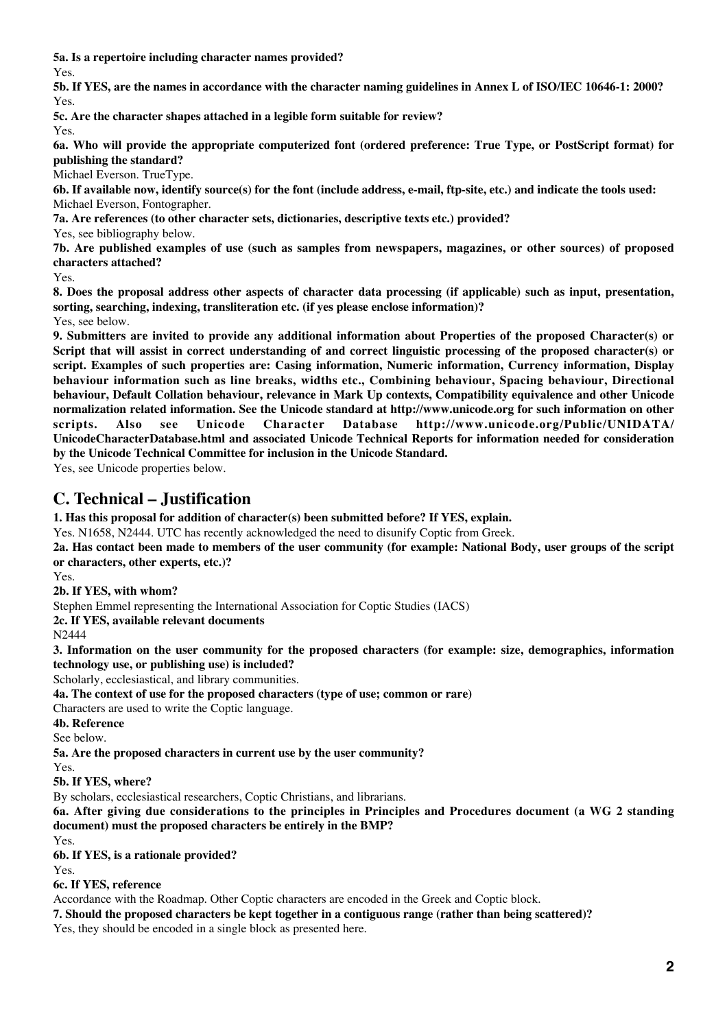**5a. Is a repertoire including character names provided?**

Yes.

**5b. If YES, are the names in accordance with the character naming guidelines in Annex L of ISO/IEC 10646-1: 2000?**

Yes.

**5c. Are the character shapes attached in a legible form suitable for review?**

Yes.

**6a. Who will provide the appropriate computerized font (ordered preference: True Type, or PostScript format) for publishing the standard?**

Michael Everson. TrueType.

**6b. If available now, identify source(s) for the font (include address, e-mail, ftp-site, etc.) and indicate the tools used:**

Michael Everson, Fontographer.

**7a. Are references (to other character sets, dictionaries, descriptive texts etc.) provided?**

Yes, see bibliography below.

**7b. Are published examples of use (such as samples from newspapers, magazines, or other sources) of proposed characters attached?**

Yes.

**8. Does the proposal address other aspects of character data processing (if applicable) such as input, presentation, sorting, searching, indexing, transliteration etc. (if yes please enclose information)?**

Yes, see below.

**9. Submitters are invited to provide any additional information about Properties of the proposed Character(s) or Script that will assist in correct understanding of and correct linguistic processing of the proposed character(s) or script. Examples of such properties are: Casing information, Numeric information, Currency information, Display behaviour information such as line breaks, widths etc., Combining behaviour, Spacing behaviour, Directional behaviour, Default Collation behaviour, relevance in Mark Up contexts, Compatibility equivalence and other Unicode normalization related information. See the Unicode standard at http://www.unicode.org for such information on other scripts. Also see Unicode Character Database http://www.unicode.org/Public/UNIDATA/UnicodeCharacterDatabase.html and associated Unicode Technical Reports for information needed for consideration by the Unicode Technical Committee for inclusion in the Unicode Standard.**

Yes, see Unicode properties below.

## C. Technical – Justification

**1. Has this proposal for addition of character(s) been submitted before? If YES, explain.**

Yes. N1658, N2444. UTC has recently acknowledged the need to disunify Coptic from Greek.

**2a. Has contact been made to members of the user community (for example: National Body, user groups of the script or characters, other experts, etc.)?**

Yes.

**2b. If YES, with whom?**

Stephen Emmel representing the International Association for Coptic Studies (IACS)

**2c. If YES, available relevant documents**

N2444

**3. Information on the user community for the proposed characters (for example: size, demographics, information technology use, or publishing use) is included?**

Scholarly, ecclesiastical, and library communities.

**4a. The context of use for the proposed characters (type of use; common or rare)**

Characters are used to write the Coptic language.

**4b. Reference**

See below.

**5a. Are the proposed characters in current use by the user community?**

Yes.

**5b. If YES, where?**

By scholars, ecclesiastical researchers, Coptic Christians, and librarians.

**6a. After giving due considerations to the principles in Principles and Procedures document (a WG 2 standing document) must the proposed characters be entirely in the BMP?**

Yes.

**6b. If YES, is a rationale provided?**

Yes.

**6c. If YES, reference**

Accordance with the Roadmap. Other Coptic characters are encoded in the Greek and Coptic block.

**7. Should the proposed characters be kept together in a contiguous range (rather than being scattered)?**

Yes, they should be encoded in a single block as presented here.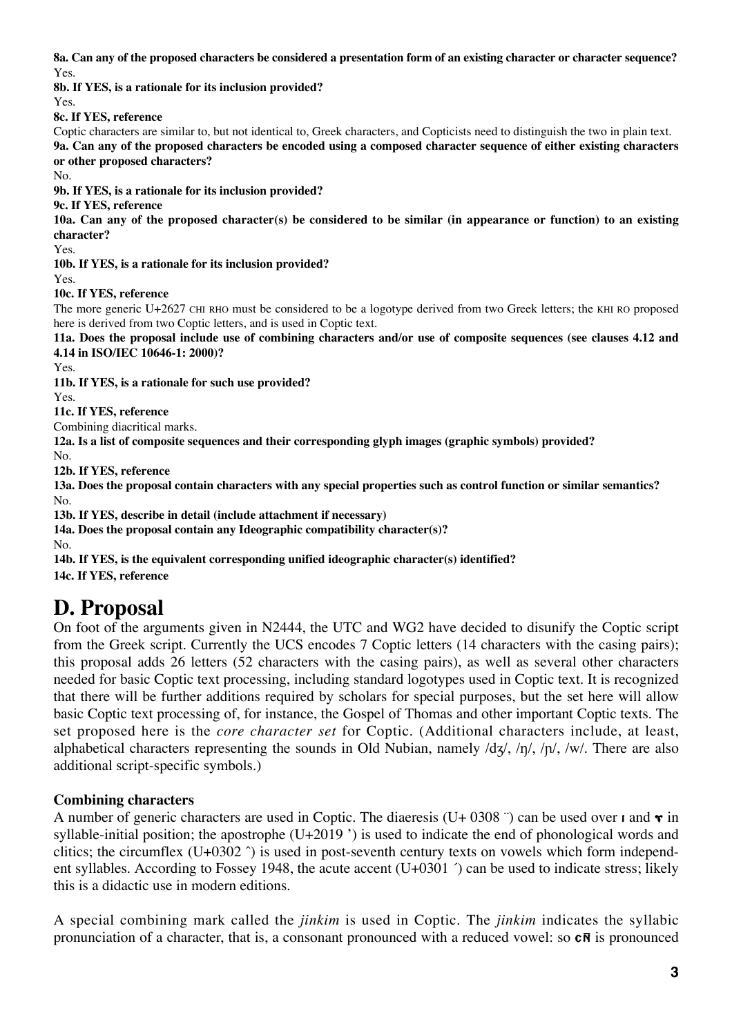**8a. Can any of the proposed characters be considered a presentation form of an existing character or character sequence?**
Yes.

**8b. If YES, is a rationale for its inclusion provided?**
Yes.

**8c. If YES, reference**
Coptic characters are similar to, but not identical to, Greek characters, and Copticists need to distinguish the two in plain text.

**9a. Can any of the proposed characters be encoded using a composed character sequence of either existing characters or other proposed characters?**
No.

**9b. If YES, is a rationale for its inclusion provided?**

**9c. If YES, reference**

**10a. Can any of the proposed character(s) be considered to be similar (in appearance or function) to an existing character?**
Yes.

**10b. If YES, is a rationale for its inclusion provided?**
Yes.

**10c. If YES, reference**
The more generic U+2627 CHI RHO must be considered to be a logotype derived from two Greek letters; the KHI RO proposed here is derived from two Coptic letters, and is used in Coptic text.

**11a. Does the proposal include use of combining characters and/or use of composite sequences (see clauses 4.12 and 4.14 in ISO/IEC 10646-1: 2000)?**
Yes.

**11b. If YES, is a rationale for such use provided?**
Yes.

**11c. If YES, reference**
Combining diacritical marks.

**12a. Is a list of composite sequences and their corresponding glyph images (graphic symbols) provided?**
No.

**12b. If YES, reference**

**13a. Does the proposal contain characters with any special properties such as control function or similar semantics?**
No.

**13b. If YES, describe in detail (include attachment if necessary)**

**14a. Does the proposal contain any Ideographic compatibility character(s)?**
No.

**14b. If YES, is the equivalent corresponding unified ideographic character(s) identified?**

**14c. If YES, reference**

# D. Proposal

On foot of the arguments given in N2444, the UTC and WG2 have decided to disunify the Coptic script from the Greek script. Currently the UCS encodes 7 Coptic letters (14 characters with the casing pairs); this proposal adds 26 letters (52 characters with the casing pairs), as well as several other characters needed for basic Coptic text processing, including standard logotypes used in Coptic text. It is recognized that there will be further additions required by scholars for special purposes, but the set here will allow basic Coptic text processing of, for instance, the Gospel of Thomas and other important Coptic texts. The set proposed here is the *core character set* for Coptic. (Additional characters include, at least, alphabetical characters representing the sounds in Old Nubian, namely /dʒ/, /ŋ/, /ɲ/, /w/. There are also additional script-specific symbols.)

### Combining characters

A number of generic characters are used in Coptic. The diaeresis (U+ 0308 ¨) can be used over ⲓ and ⲩ in syllable-initial position; the apostrophe (U+2019 ’) is used to indicate the end of phonological words and clitics; the circumflex (U+0302 ˆ) is used in post-seventh century texts on vowels which form independent syllables. According to Fossey 1948, the acute accent (U+0301 ´) can be used to indicate stress; likely this is a didactic use in modern editions.

A special combining mark called the *jinkim* is used in Coptic. The *jinkim* indicates the syllabic pronunciation of a character, that is, a consonant pronounced with a reduced vowel: so ⲥⲛ̄ is pronounced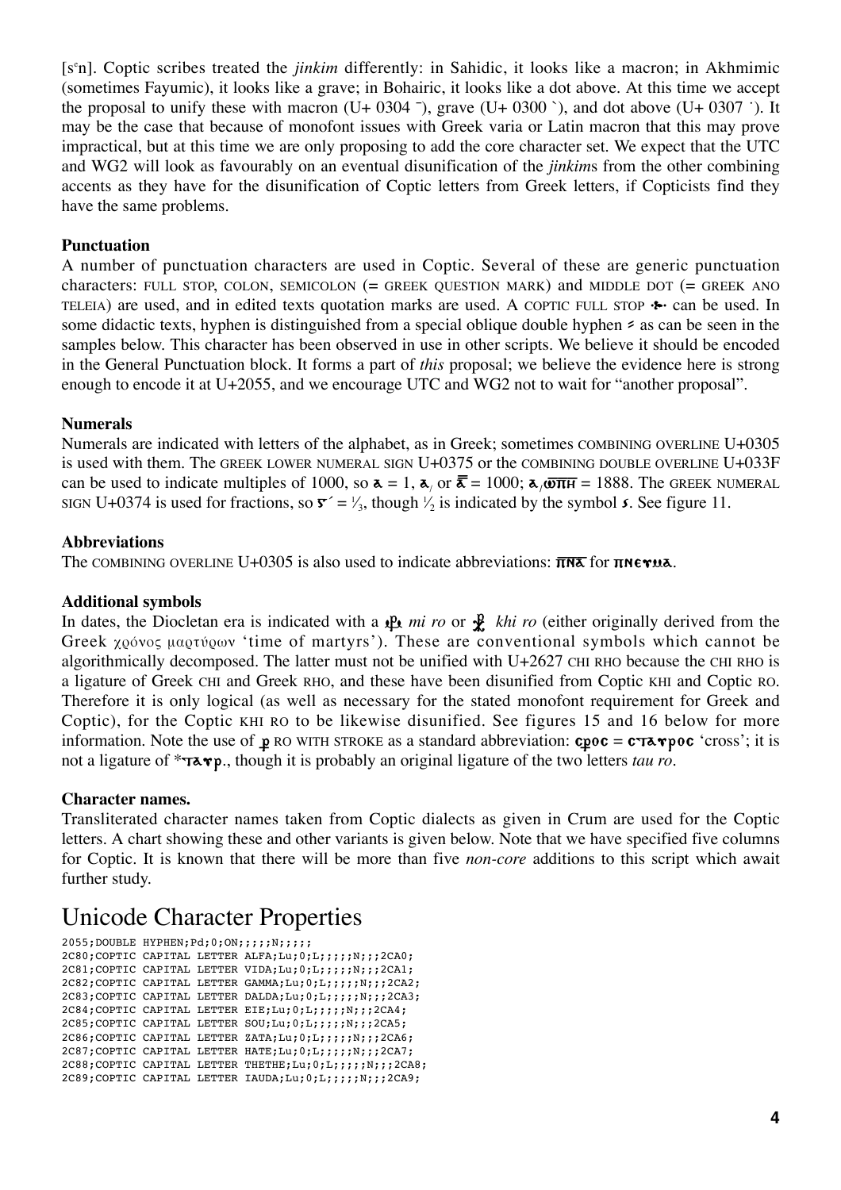[sᵉn]. Coptic scribes treated the *jinkim* differently: in Sahidic, it looks like a macron; in Akhmimic (sometimes Fayumic), it looks like a grave; in Bohairic, it looks like a dot above. At this time we accept the proposal to unify these with macron (U+ 0304 ¯), grave (U+ 0300 `), and dot above (U+ 0307 ˙). It may be the case that because of monofont issues with Greek varia or Latin macron that this may prove impractical, but at this time we are only proposing to add the core character set. We expect that the UTC and WG2 will look as favourably on an eventual disunification of the *jinkim*s from the other combining accents as they have for the disunification of Coptic letters from Greek letters, if Copticists find they have the same problems.

**Punctuation**

A number of punctuation characters are used in Coptic. Several of these are generic punctuation characters: FULL STOP, COLON, SEMICOLON (= GREEK QUESTION MARK) and MIDDLE DOT (= GREEK ANO TELEIA) are used, and in edited texts quotation marks are used. A COPTIC FULL STOP ⁘ can be used. In some didactic texts, hyphen is distinguished from a special oblique double hyphen ⹀ as can be seen in the samples below. This character has been observed in use in other scripts. We believe it should be encoded in the General Punctuation block. It forms a part of *this* proposal; we believe the evidence here is strong enough to encode it at U+2055, and we encourage UTC and WG2 not to wait for "another proposal".

**Numerals**

Numerals are indicated with letters of the alphabet, as in Greek; sometimes COMBINING OVERLINE U+0305 is used with them. The GREEK LOWER NUMERAL SIGN U+0375 or the COMBINING DOUBLE OVERLINE U+033F can be used to indicate multiples of 1000, so ⲁ = 1, ⲁ͵ or ⲁ̿ = 1000; ⲁ͵ⲱ̅ⲡ̅ⲏ̅ = 1888. The GREEK NUMERAL SIGN U+0374 is used for fractions, so ⲅʹ = ⅓, though ½ is indicated by the symbol ⳽. See figure 11.

**Abbreviations**

The COMBINING OVERLINE U+0305 is also used to indicate abbreviations: ⲡ̅ⲛ̅ⲁ̅ for ⲡⲛⲉⲩⲙⲁ.

**Additional symbols**

In dates, the Diocletan era is indicated with a ⳧ *mi ro* or ⳨ *khi ro* (either originally derived from the Greek χρόνος μαρτύρων 'time of martyrs'). These are conventional symbols which cannot be algorithmically decomposed. The latter must not be unified with U+2627 CHI RHO because the CHI RHO is a ligature of Greek CHI and Greek RHO, and these have been disunified from Coptic KHI and Coptic RO. Therefore it is only logical (as well as necessary for the stated monofont requirement for Greek and Coptic), for the Coptic KHI RO to be likewise disunified. See figures 15 and 16 below for more information. Note the use of ⳤ RO WITH STROKE as a standard abbreviation: ⲥⳤⲟⲥ = ⲥⲧⲁⲩⲣⲟⲥ 'cross'; it is not a ligature of *ⲧⲁⲩⲣ., though it is probably an original ligature of the two letters *tau ro*.

**Character names.**

Transliterated character names taken from Coptic dialects as given in Crum are used for the Coptic letters. A chart showing these and other variants is given below. Note that we have specified five columns for Coptic. It is known that there will be more than five *non-core* additions to this script which await further study.

# Unicode Character Properties

```
2055;DOUBLE HYPHEN;Pd;0;ON;;;;;N;;;;;
2C80;COPTIC CAPITAL LETTER ALFA;Lu;0;L;;;;;N;;;2CA0;
2C81;COPTIC CAPITAL LETTER VIDA;Lu;0;L;;;;;N;;;2CA1;
2C82;COPTIC CAPITAL LETTER GAMMA;Lu;0;L;;;;;N;;;2CA2;
2C83;COPTIC CAPITAL LETTER DALDA;Lu;0;L;;;;;N;;;2CA3;
2C84;COPTIC CAPITAL LETTER EIE;Lu;0;L;;;;;N;;;2CA4;
2C85;COPTIC CAPITAL LETTER SOU;Lu;0;L;;;;;N;;;2CA5;
2C86;COPTIC CAPITAL LETTER ZATA;Lu;0;L;;;;;N;;;2CA6;
2C87;COPTIC CAPITAL LETTER HATE;Lu;0;L;;;;;N;;;2CA7;
2C88;COPTIC CAPITAL LETTER THETHE;Lu;0;L;;;;;N;;;2CA8;
2C89;COPTIC CAPITAL LETTER IAUDA;Lu;0;L;;;;;N;;;2CA9;
```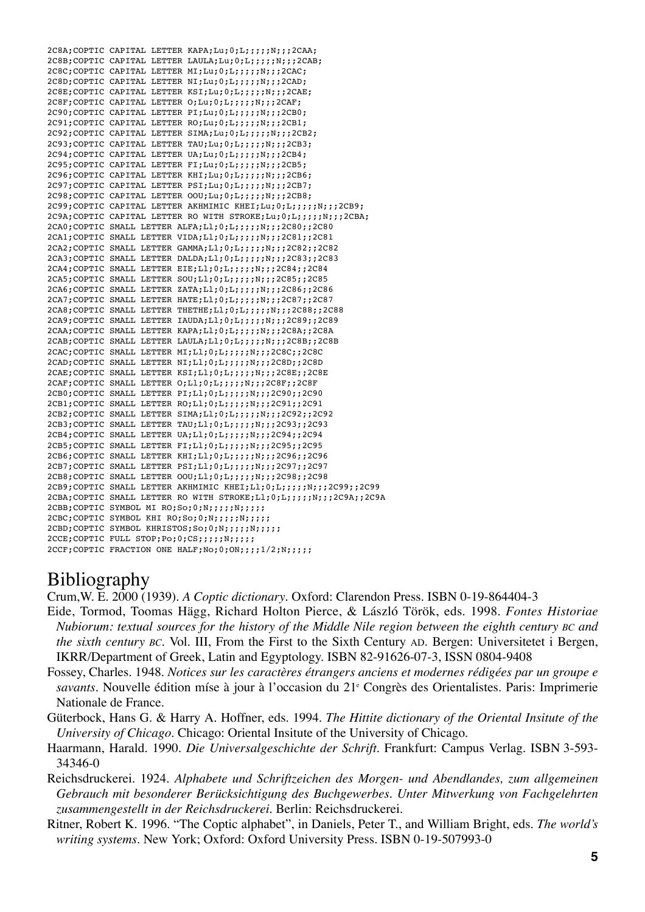```
2C8A;COPTIC CAPITAL LETTER KAPA;Lu;0;L;;;;;N;;;2CAA;
2C8B;COPTIC CAPITAL LETTER LAULA;Lu;0;L;;;;;N;;;2CAB;
2C8C;COPTIC CAPITAL LETTER MI;Lu;0;L;;;;;N;;;2CAC;
2C8D;COPTIC CAPITAL LETTER NI;Lu;0;L;;;;;N;;;2CAD;
2C8E;COPTIC CAPITAL LETTER KSI;Lu;0;L;;;;;N;;;2CAE;
2C8F;COPTIC CAPITAL LETTER O;Lu;0;L;;;;;N;;;2CAF;
2C90;COPTIC CAPITAL LETTER PI;Lu;0;L;;;;;N;;;2CB0;
2C91;COPTIC CAPITAL LETTER RO;Lu;0;L;;;;;N;;;2CB1;
2C92;COPTIC CAPITAL LETTER SIMA;Lu;0;L;;;;;N;;;2CB2;
2C93;COPTIC CAPITAL LETTER TAU;Lu;0;L;;;;;N;;;2CB3;
2C94;COPTIC CAPITAL LETTER UA;Lu;0;L;;;;;N;;;2CB4;
2C95;COPTIC CAPITAL LETTER FI;Lu;0;L;;;;;N;;;2CB5;
2C96;COPTIC CAPITAL LETTER KHI;Lu;0;L;;;;;N;;;2CB6;
2C97;COPTIC CAPITAL LETTER PSI;Lu;0;L;;;;;N;;;2CB7;
2C98;COPTIC CAPITAL LETTER OOU;Lu;0;L;;;;;N;;;2CB8;
2C99;COPTIC CAPITAL LETTER AKHMIMIC KHEI;Lu;0;L;;;;;N;;;2CB9;
2C9A;COPTIC CAPITAL LETTER RO WITH STROKE;Lu;0;L;;;;;N;;;2CBA;
2CA0;COPTIC SMALL LETTER ALFA;Ll;0;L;;;;;N;;;2C80;;2C80
2CA1;COPTIC SMALL LETTER VIDA;Ll;0;L;;;;;N;;;2C81;;2C81
2CA2;COPTIC SMALL LETTER GAMMA;Ll;0;L;;;;;N;;;2C82;;2C82
2CA3;COPTIC SMALL LETTER DALDA;Ll;0;L;;;;;N;;;2C83;;2C83
2CA4;COPTIC SMALL LETTER EIE;Ll;0;L;;;;;N;;;2C84;;2C84
2CA5;COPTIC SMALL LETTER SOU;Ll;0;L;;;;;N;;;2C85;;2C85
2CA6;COPTIC SMALL LETTER ZATA;Ll;0;L;;;;;N;;;2C86;;2C86
2CA7;COPTIC SMALL LETTER HATE;Ll;0;L;;;;;N;;;2C87;;2C87
2CA8;COPTIC SMALL LETTER THETHE;Ll;0;L;;;;;N;;;2C88;;2C88
2CA9;COPTIC SMALL LETTER IAUDA;Ll;0;L;;;;;N;;;2C89;;2C89
2CAA;COPTIC SMALL LETTER KAPA;Ll;0;L;;;;;N;;;2C8A;;2C8A
2CAB;COPTIC SMALL LETTER LAULA;Ll;0;L;;;;;N;;;2C8B;;2C8B
2CAC;COPTIC SMALL LETTER MI;Ll;0;L;;;;;N;;;2C8C;;2C8C
2CAD;COPTIC SMALL LETTER NI;Ll;0;L;;;;;N;;;2C8D;;2C8D
2CAE;COPTIC SMALL LETTER KSI;Ll;0;L;;;;;N;;;2C8E;;2C8E
2CAF;COPTIC SMALL LETTER O;Ll;0;L;;;;;N;;;2C8F;;2C8F
2CB0;COPTIC SMALL LETTER PI;Ll;0;L;;;;;N;;;2C90;;2C90
2CB1;COPTIC SMALL LETTER RO;Ll;0;L;;;;;N;;;2C91;;2C91
2CB2;COPTIC SMALL LETTER SIMA;Ll;0;L;;;;;N;;;2C92;;2C92
2CB3;COPTIC SMALL LETTER TAU;Ll;0;L;;;;;N;;;2C93;;2C93
2CB4;COPTIC SMALL LETTER UA;Ll;0;L;;;;;N;;;2C94;;2C94
2CB5;COPTIC SMALL LETTER FI;Ll;0;L;;;;;N;;;2C95;;2C95
2CB6;COPTIC SMALL LETTER KHI;Ll;0;L;;;;;N;;;2C96;;2C96
2CB7;COPTIC SMALL LETTER PSI;Ll;0;L;;;;;N;;;2C97;;2C97
2CB8;COPTIC SMALL LETTER OOU;Ll;0;L;;;;;N;;;2C98;;2C98
2CB9;COPTIC SMALL LETTER AKHMIMIC KHEI;Ll;0;L;;;;;N;;;2C99;;2C99
2CBA;COPTIC SMALL LETTER RO WITH STROKE;Ll;0;L;;;;;N;;;2C9A;;2C9A
2CBB;COPTIC SYMBOL MI RO;So;0;N;;;;;N;;;;;
2CBC;COPTIC SYMBOL KHI RO;So;0;N;;;;;N;;;;;
2CBD;COPTIC SYMBOL KHRISTOS;So;0;N;;;;;N;;;;;
2CCE;COPTIC FULL STOP;Po;0;CS;;;;;N;;;;;
2CCF;COPTIC FRACTION ONE HALF;No;0;ON;;;;1/2;N;;;;;
```

# Bibliography

Crum,W. E. 2000 (1939). *A Coptic dictionary*. Oxford: Clarendon Press. ISBN 0-19-864404-3

Eide, Tormod, Toomas Hägg, Richard Holton Pierce, & László Török, eds. 1998. *Fontes Historiae Nubiorum: textual sources for the history of the Middle Nile region between the eighth century BC and the sixth century BC*. Vol. III, From the First to the Sixth Century AD. Bergen: Universitetet i Bergen, IKRR/Department of Greek, Latin and Egyptology. ISBN 82-91626-07-3, ISSN 0804-9408

Fossey, Charles. 1948. *Notices sur les caractères étrangers anciens et modernes rédigées par un groupe e savants*. Nouvelle édition míse à jour à l'occasion du 21e Congrès des Orientalistes. Paris: Imprimerie Nationale de France.

Güterbock, Hans G. & Harry A. Hoffner, eds. 1994. *The Hittite dictionary of the Oriental Insitute of the University of Chicago*. Chicago: Oriental Insitute of the University of Chicago.

Haarmann, Harald. 1990. *Die Universalgeschichte der Schrift*. Frankfurt: Campus Verlag. ISBN 3-593-34346-0

Reichsdruckerei. 1924. *Alphabete und Schriftzeichen des Morgen- und Abendlandes, zum allgemeinen Gebrauch mit besonderer Berücksichtigung des Buchgewerbes. Unter Mitwerkung von Fachgelehrten zusammengestellt in der Reichsdruckerei*. Berlin: Reichsdruckerei.

Ritner, Robert K. 1996. "The Coptic alphabet", in Daniels, Peter T., and William Bright, eds. *The world's writing systems*. New York; Oxford: Oxford University Press. ISBN 0-19-507993-0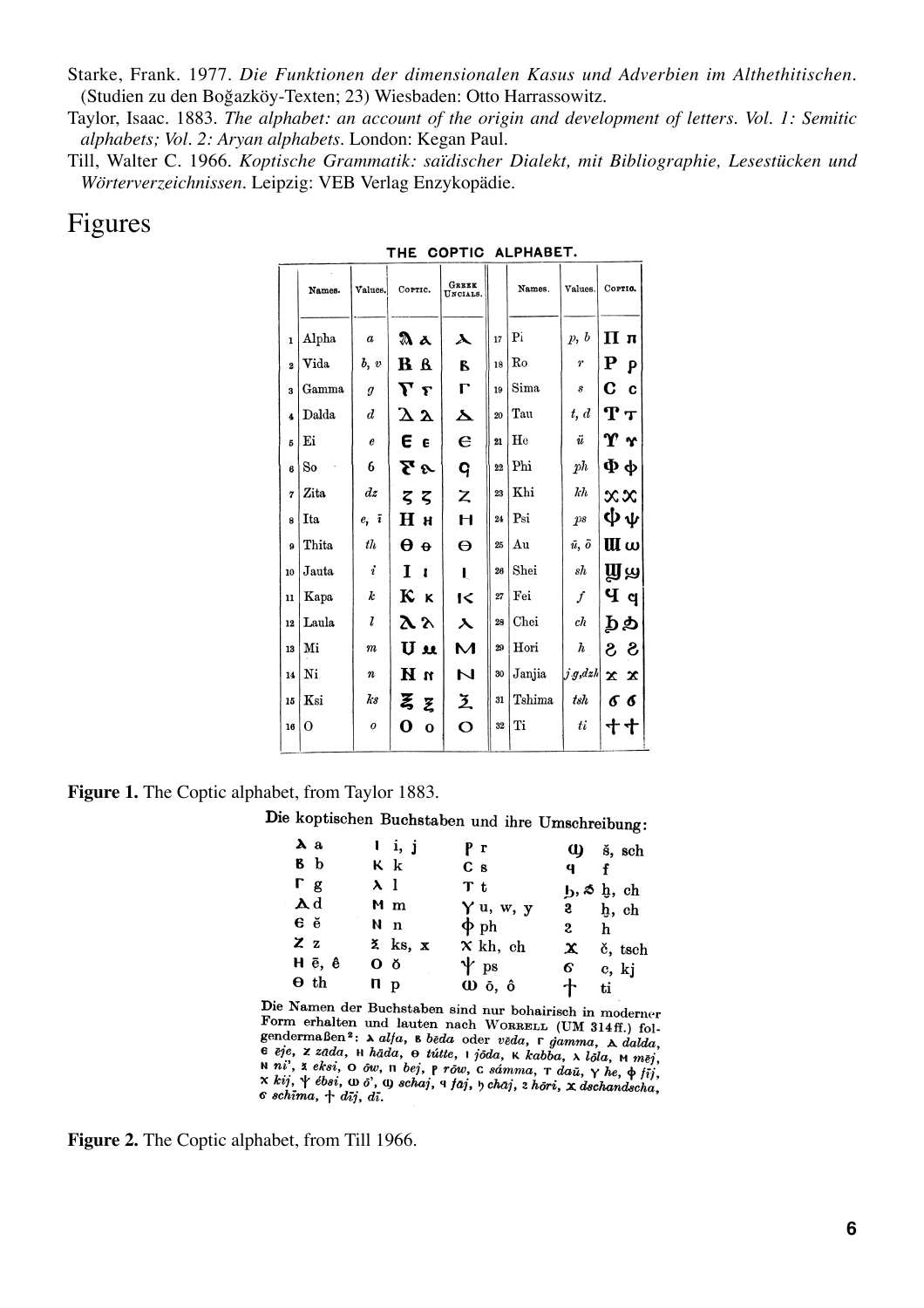Starke, Frank. 1977. *Die Funktionen der dimensionalen Kasus und Adverbien im Althethitischen*. (Studien zu den Boğazköy-Texten; 23) Wiesbaden: Otto Harrassowitz.

Taylor, Isaac. 1883. *The alphabet: an account of the origin and development of letters. Vol. 1: Semitic alphabets; Vol. 2: Aryan alphabets*. London: Kegan Paul.

Till, Walter C. 1966. *Koptische Grammatik: saïdischer Dialekt, mit Bibliographie, Lesestücken und Wörterverzeichnissen*. Leipzig: VEB Verlag Enzykopädie.

# Figures

**THE COPTIC ALPHABET.**

| | Names. | Values. | Coptic. | Greek Uncials. | | Names. | Values. | Coptic. |
|---|---|---|---|---|---|---|---|---|
| 1 | Alpha | a | Ⲁ ⲁ | ⲁ | 17 | Pi | p, b | Ⲡ ⲡ |
| 2 | Vida | b, v | Ⲃ ⲃ | ⲃ | 18 | Ro | r | Ⲣ ⲣ |
| 3 | Gamma | g | Ⲅ ⲅ | Γ | 19 | Sima | s | Ⲥ ⲥ |
| 4 | Dalda | d | Ⲇ ⲇ | ⲇ | 20 | Tau | t, d | Ⲧ ⲧ |
| 5 | Ei | e | Ⲉ ⲉ | ⲉ | 21 | He | ü | Ⲩ ⲩ |
| 6 | So | 6 | Ⲋ ⲋ | ϛ | 22 | Phi | ph | Ⲫ ⲫ |
| 7 | Zita | dz | Ⲍ ⲍ | Ζ | 23 | Khi | kh | Ⲭ ⲭ |
| 8 | Ita | e, ī | Ⲏ ⲏ | Η | 24 | Psi | ps | Ⲯ ⲯ |
| 9 | Thita | th | Ⲑ ⲑ | Θ | 25 | Au | ū, ō | Ⲱ ⲱ |
| 10 | Jauta | i | Ⲓ ⲓ | Ι | 26 | Shei | sh | Ϣ ϣ |
| 11 | Kapa | k | Ⲕ ⲕ | Κ | 27 | Fei | f | Ϥ ϥ |
| 12 | Laula | l | Ⲗ ⲗ | ⲗ | 28 | Chei | ch | Ϧ ϧ |
| 13 | Mi | m | Ⲙ ⲙ | Μ | 29 | Hori | h | Ϩ ϩ |
| 14 | Ni | n | Ⲛ ⲛ | Ν | 30 | Janjia | j,g,dzh | Ϫ ϫ |
| 15 | Ksi | ks | Ⲝ ⲝ | Ξ | 31 | Tshima | tsh | Ϭ ϭ |
| 16 | O | o | Ⲟ ⲟ | Ο | 32 | Ti | ti | Ϯ ϯ |

**Figure 1.** The Coptic alphabet, from Taylor 1883.

**Die koptischen Buchstaben und ihre Umschreibung:**

| | | | |
|---|---|---|---|
| ⲁ a | ⲓ i, j | ⲣ r | ϣ š, sch |
| ⲃ b | ⲕ k | ⲥ s | ϥ f |
| ⲅ g | ⲗ l | ⲧ t | ϧ, ϧ ḫ, ch |
| ⲇ d | ⲙ m | ⲩ u, w, y | ⳉ ḫ, ch |
| ⲉ ĕ | ⲛ n | ⲫ ph | ϩ h |
| ⲍ z | ⲝ ks, x | ⲭ kh, ch | ϫ č, tsch |
| ⲏ ē, ê | ⲟ ŏ | ⲯ ps | ϭ c, kj |
| ⲑ th | ⲡ p | ⲱ ō, ô | ϯ ti |

Die Namen der Buchstaben sind nur bohairisch in moderner Form erhalten und lauten nach WORRELL (UM 314ff.) folgendermaßen[2]: ⲁ *alfa*, ⲃ *bēda* oder *vēda*, ⲅ *ğamma*, ⲇ *dalda*, ⲉ *eje*, ⲍ *zāda*, ⲏ *hāda*, ⲑ *tútte*, ⲓ *jōda*, ⲕ *kabba*, ⲗ *lōla*, ⲙ *mej*, ⲛ *ni'*, ⲝ *eksi*, ⲟ *ōw*, ⲡ *bej*, ⲣ *rōw*, ⲥ *sámma*, ⲧ *daū*, ⲩ *he*, ⲫ *fij*, ⲭ *kij*, ⲯ *ébsi*, ⲱ *ō'*, ϣ *schaj*, ϥ *faj*, ϧ *chaj*, ϩ *hōri*, ϫ *dschandscha*, ϭ *schīma*, ϯ *dīj*, *dī*.

**Figure 2.** The Coptic alphabet, from Till 1966.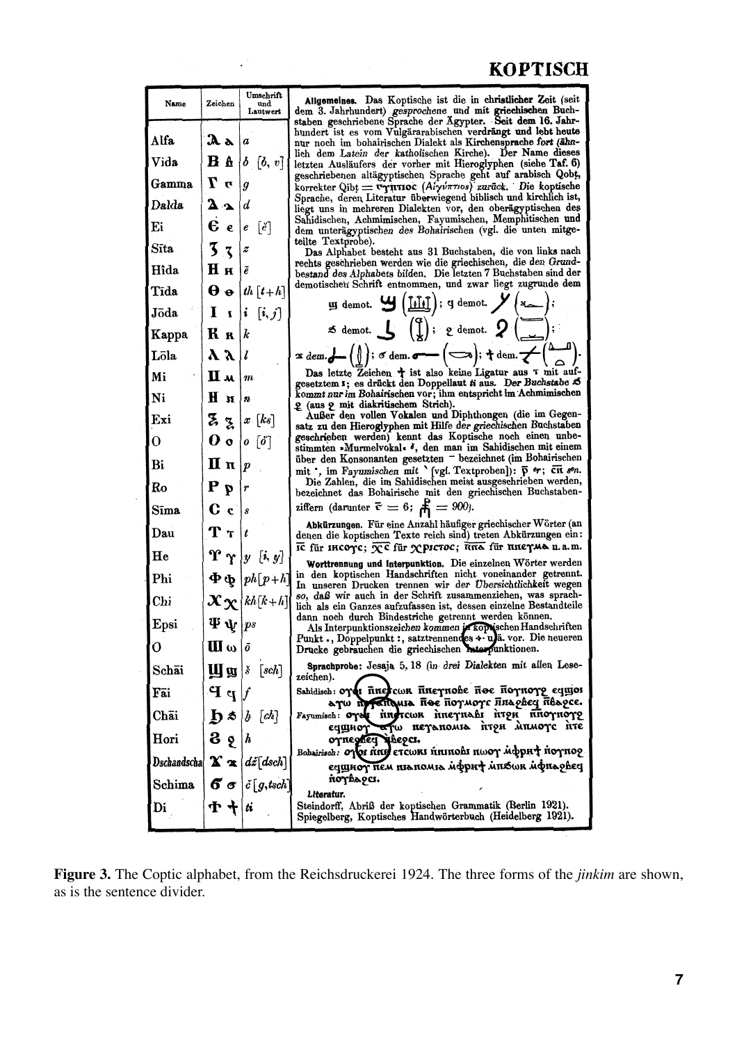# KOPTISCH

| Name | Zeichen | Umschrift und Lautwert |
|---|---|---|
| Alfa | Ⲁ ⲁ | *a* |
| Vida | Ⲃ ⲃ | *b* [*b*, *v*] |
| Gamma | Ⲅ ⲅ | *g* |
| Dalda | Ⲇ ⲇ | *d* |
| Ei | Ⲉ ⲉ | *e* [*ĕ*] |
| Sīta | Ⲍ ⲍ | *z* |
| Hîda | Ⲏ ⲏ | *ē* |
| Tīda | Ⲑ ⲑ | *th* [*t*+*h*] |
| Jōda | Ⲓ ⲓ | *i* [*i*, *j*] |
| Kappa | Ⲕ ⲕ | *k* |
| Lōla | Ⲗ ⲗ | *l* |
| Mi | Ⲙ ⲙ | *m* |
| Ni | Ⲛ ⲛ | *n* |
| Exi | Ⲝ ⲝ | *x* [*ks*] |
| O | Ⲟ ⲟ | *o* [*ŏ*] |
| Bi | Ⲡ ⲡ | *p* |
| Ro | Ⲣ ⲣ | *r* |
| Sīma | Ⲥ ⲥ | *s* |
| Dau | Ⲧ ⲧ | *t* |
| He | Ⲩ ⲩ | *y* [*i*, *y*] |
| Phi | Ⲫ ⲫ | *ph* [*p*+*h*] |
| Chi | Ⲭ ⲭ | *kh* [*k*+*h*] |
| Epsi | Ⲯ ⲯ | *ps* |
| O | Ⲱ ⲱ | *ō* |
| Schāi | Ϣ ϣ | *š* [*sch*] |
| Fāi | Ϥ ϥ | *f* |
| Chāi | Ϧ ϧ | *ḫ* [*ch*] |
| Hori | Ϩ ϩ | *h* |
| Dschandscha | Ϫ ϫ | *dž* [*dsch*] |
| Schima | Ϭ ϭ | *č* [*g*, *tsch*] |
| Di | Ϯ ϯ | *ti* |

**Allgemeines.** Das Koptische ist die in **christlicher** Zeit (seit dem 3. Jahrhundert) *gesprochene* und mit **griechischen** Buchstaben geschriebene Sprache der Ägypter. **Seit dem 16. Jahrhundert** ist es vom Vulgärarabischen **verdrängt** und **lebt heute** nur noch im bohairischen Dialekt als **Kirchensprache fort** (ähnlich dem *Latein der* katholischen Kirche). Der Name dieses letzten Ausläufers der vorher mit Hieroglyphen (siehe **Taf. 6**) geschriebenen altägyptischen Sprache geht auf arabisch Qobṭ, korrekter Qibṭ = ⲕⲩⲡⲧⲓⲟⲥ (Αἰγύπτιος) *zurück*. Die koptische Sprache, deren Literatur **überwiegend** biblisch und kirchlich ist, liegt uns in mehreren Dialekten vor, den oberägyptischen des Sahidischen, Achmimischen, Fayumischen, Memphitischen und dem unterägyptischen *des Bohairischen* (vgl. die unten mitgeteilte Textprobe).

Das Alphabet besteht aus 31 Buchstaben, die von links nach rechts geschrieben werden wie die griechischen, die *den Grundbestand des Alphabets* bilden. Die letzten 7 Buchstaben sind der demotischen Schrift entnommen, und zwar liegt zugrunde dem

ϣ demot. (…); ϥ demot. (…);

ϧ demot. (…); ϩ demot. (…);

ϫ dem. (…); ϭ dem. (…); ϯ dem. (…).

Das letzte Zeichen ϯ ist also keine Ligatur aus ⲧ mit aufgesetztem ⲓ; es drückt den Doppellaut *ti* aus. *Der Buchstabe* ϧ *kommt nur im* Bohairischen vor; ihm entspricht im Achmimischen ϩ (aus ϩ mit diakritischem Strich).

Außer den vollen Vokalen und Diphthongen (die im Gegensatz zu den Hieroglyphen mit Hilfe *der griechischen* Buchstaben geschrieben werden) kennt das Koptische noch einen unbestimmten »Murmelvokal« *ĕ*, den man im Sahidischen mit einem über den Konsonanten gesetzten ¯ bezeichnet (im Bohairischen mit ˙, im *Fayumischen* mit ˋ [vgl. Textproben]): ⲣ̄ *ĕr*; ⲥ̄ⲛ *sĕn*.

Die Zahlen, die im Sahidischen meist ausgeschrieben werden, bezeichnet das Bohairische mit den griechischen Buchstabenziffern (darunter ⲋ̄ = 6; ⳁ = 900).

**Abkürzungen.** Für eine Anzahl häufiger griechischer Wörter (an denen die koptischen Texte reich sind) treten Abkürzungen ein: ⲓ̄ⲥ̄ für ⲓⲏⲥⲟⲩⲥ; ⲭ̄ⲥ̄ für ⲭⲣⲓⲥⲧⲟⲥ; ⲡ̄ⲛ̄ⲁ̄ für ⲡⲛⲉⲩⲙⲁ u. a. m.

**Worttrennung und Interpunktion.** Die einzelnen Wörter werden in den koptischen Handschriften nicht voneinander getrennt. In unseren Drucken trennen wir der *Übersichtlichkeit* wegen *so*, daß wir auch in der Schrift zusammenziehen, was sprachlich als ein Ganzes aufzufassen ist, dessen einzelne Bestandteile dann noch durch Bindestriche getrennt werden können.

Als *Interpunktionszeichen kommen in koptischen* Handschriften Punkt ., Doppelpunkt :, satztrennendes ⳾ u. ä. vor. Die neueren Drucke gebrauchen die griechischen Interpunktionen.

**Sprachprobe:** Jesaja 5, 18 (in *drei* Dialekten mit allen Lesezeichen).

Sahidisch: ⲟⲩⲟⲓ ⲛ̄ⲛⲉⲧⲥⲱⲕ ⲛ̄ⲛⲉⲩⲛⲟⲃⲉ ⲛ̄ⲑⲉ ⲛ̄ⲟⲩⲛⲟⲩϩ ⲉϥϣⲟⲓ ⲁⲩⲱ ⲛ̄ⲧⲁⲛⲟⲙⲓⲁ ⲛ̄ⲑⲉ ⲛ̄ⲟⲩⲙⲟⲩⲥ ⲛ̄ⲛⲁϩⲃⲉϥ ⲛ̄ⲃⲁϩⲥⲉ.

Fayumisch: ⲟⲩⲁⲓ ⲛ̀ⲛⲉⲧⲥⲱⲕ ⲛ̀ⲛⲉⲩⲛⲁⲃⲓ ⲛ̀ⲧϩⲏ ⲛ̀ⲛⲟⲩⲛⲟⲩϩ ⲉϥϣⲏⲟⲩ ⲁⲩⲱ ⲛⲉⲩⲁⲛⲟⲙⲓⲁ ⲛ̀ⲧϩⲏ ⲙ̀ⲙⲙⲟⲩⲥ ⲛ̀ⲧⲉ ⲟⲩⲛⲉϩⲃⲉϥ ⲛ̀ⲃⲉϩⲥⲓ.

Bohairisch: ⲟⲩⲟⲓ ⲛⲏⲉⲧⲥⲱⲕⲓ ⲛ̀ⲛⲟⲃⲓ ⲙ̀ⲫⲣⲏϯ ⲛ̀ⲟⲩⲛⲟϩ ⲉϥϣⲏⲟⲩ ⲛⲉⲙ ⲛⲓⲁⲛⲟⲙⲓⲁ ⲙ̀ⲫⲣⲏϯ ⲙ̀ⲡϭⲱⲕ ⲙ̀ⲫⲛⲁϩⲃⲉϥ ⲛ̀ⲟⲩⲃⲁϩⲥⲓ.

**Litteratur.**

Steindorff, Abriß der koptischen Grammatik (Berlin 1921).

Spiegelberg, Koptisches Handwörterbuch (Heidelberg 1921).

**Figure 3.** The Coptic alphabet, from the Reichsdruckerei 1924. The three forms of the *jinkim* are shown, as is the sentence divider.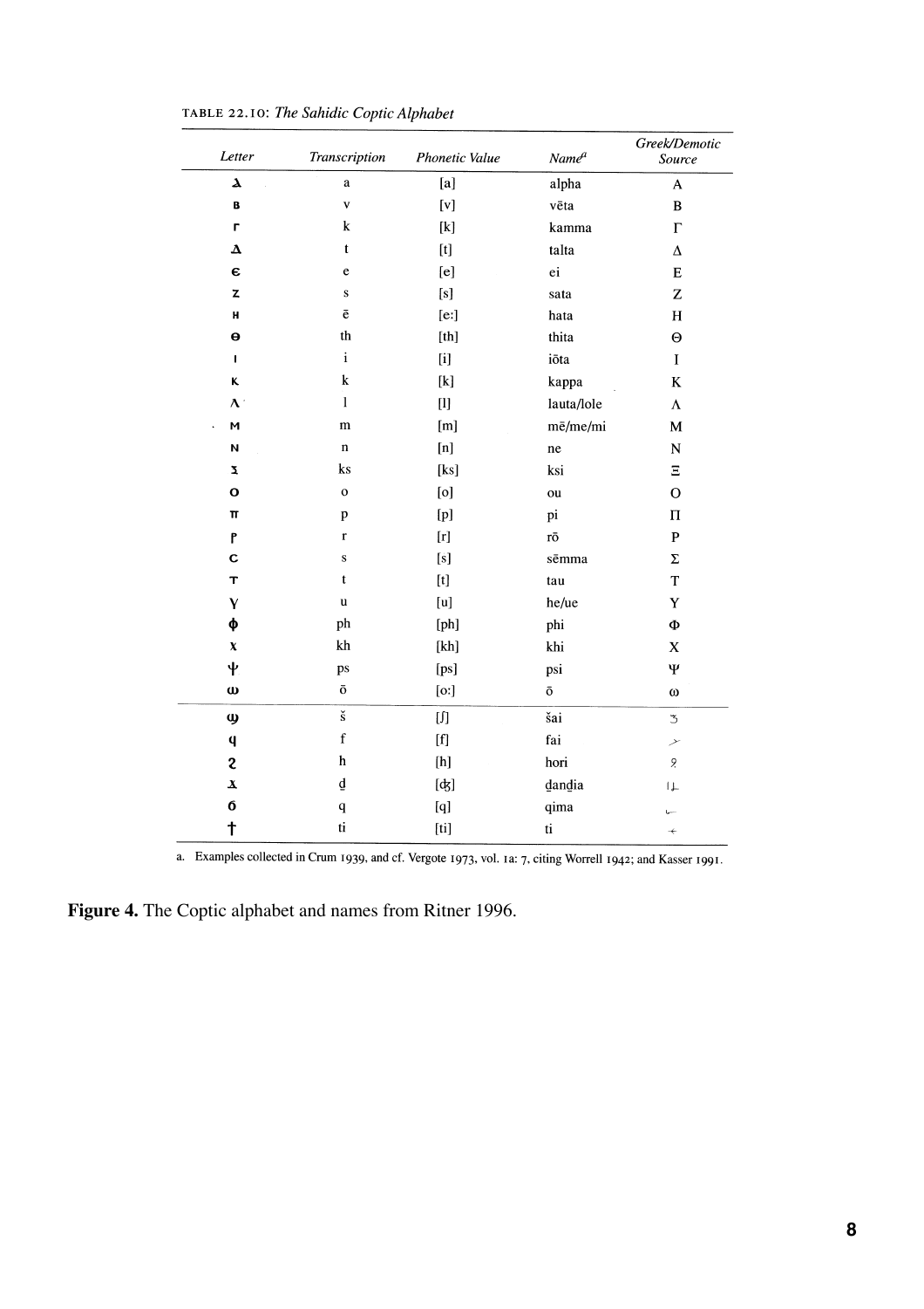TABLE 22.10: *The Sahidic Coptic Alphabet*

| Letter | Transcription | Phonetic Value | Name[a] | Greek/Demotic Source |
|---|---|---|---|---|
| ⲁ | a | [a] | alpha | Α |
| ⲃ | v | [v] | vēta | Β |
| ⲅ | k | [k] | kamma | Γ |
| ⲇ | t | [t] | talta | Δ |
| ⲉ | e | [e] | ei | Ε |
| ⲍ | s | [s] | sata | Ζ |
| ⲏ | ē | [e:] | hata | Η |
| ⲑ | th | [th] | thita | Θ |
| ⲓ | i | [i] | iōta | Ι |
| ⲕ | k | [k] | kappa | Κ |
| ⲗ | l | [l] | lauta/lole | Λ |
| ⲙ | m | [m] | mē/me/mi | Μ |
| ⲛ | n | [n] | ne | Ν |
| ⲝ | ks | [ks] | ksi | Ξ |
| ⲟ | o | [o] | ou | Ο |
| ⲡ | p | [p] | pi | Π |
| ⲣ | r | [r] | rō | Ρ |
| ⲥ | s | [s] | sēmma | Σ |
| ⲧ | t | [t] | tau | Τ |
| ⲩ | u | [u] | he/ue | Υ |
| ⲫ | ph | [ph] | phi | Φ |
| ⲭ | kh | [kh] | khi | Χ |
| ⲯ | ps | [ps] | psi | Ψ |
| ⲱ | ō | [o:] | ō | ω |
| ϣ | š | [ʃ] | šai | ϣ |
| ϥ | f | [f] | fai | ϥ |
| ϩ | h | [h] | hori | ϩ |
| ϫ | ḏ | [ʤ] | ḏanḏia | ϫ |
| ϭ | q | [q] | qima | ϭ |
| ϯ | ti | [ti] | ti | ϯ |

a. Examples collected in Crum 1939, and cf. Vergote 1973, vol. 1a: 7, citing Worrell 1942; and Kasser 1991.

**Figure 4.** The Coptic alphabet and names from Ritner 1996.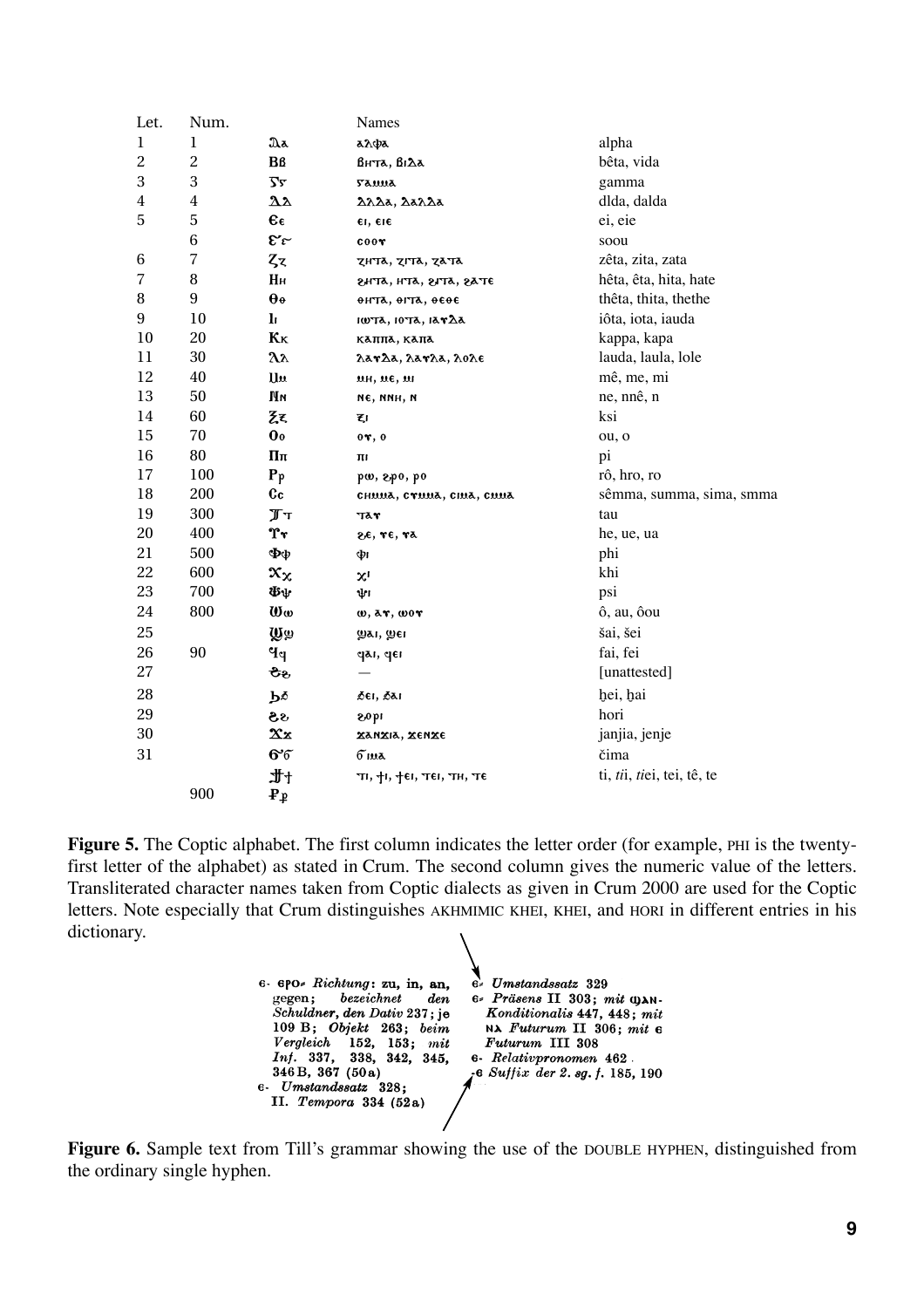| Let. | Num. | | Names | |
|---|---|---|---|---|
| 1 | 1 | Ⲁⲁ | ⲁⲗⲫⲁ | alpha |
| 2 | 2 | Ⲃⲃ | ⲃⲏⲧⲁ, ⲃⲓⲇⲁ | bêta, vida |
| 3 | 3 | Ⲅⲅ | ⲅⲁⲙⲙⲁ | gamma |
| 4 | 4 | Ⲇⲇ | ⲇⲗⲇⲁ, ⲇⲁⲗⲇⲁ | dlda, dalda |
| 5 | 5 | Ⲉⲉ | ⲉⲓ, ⲉⲓⲉ | ei, eie |
| | 6 | Ⲋⲋ | ⲥⲟⲟⲩ | soou |
| 6 | 7 | Ⲍⲍ | ⲍⲏⲧⲁ, ⲍⲓⲧⲁ, ⲍⲁⲧⲁ | zêta, zita, zata |
| 7 | 8 | Ⲏⲏ | ϩⲏⲧⲁ, ⲏⲧⲁ, ϩⲓⲧⲁ, ϩⲁⲧⲉ | hêta, êta, hita, hate |
| 8 | 9 | Ⲑⲑ | ⲑⲏⲧⲁ, ⲑⲓⲧⲁ, ⲑⲉⲑⲉ | thêta, thita, thethe |
| 9 | 10 | Ⲓⲓ | ⲓⲱⲧⲁ, ⲓⲟⲧⲁ, ⲓⲁⲩⲇⲁ | iôta, iota, iauda |
| 10 | 20 | Ⲕⲕ | ⲕⲁⲡⲡⲁ, ⲕⲁⲡⲁ | kappa, kapa |
| 11 | 30 | Ⲗⲗ | ⲗⲁⲩⲇⲁ, ⲗⲁⲩⲗⲁ, ⲗⲟⲗⲉ | lauda, laula, lole |
| 12 | 40 | Ⲙⲙ | ⲙⲏ, ⲙⲉ, ⲙⲓ | mê, me, mi |
| 13 | 50 | Ⲛⲛ | ⲛⲉ, ⲛⲛⲏ, ⲛ | ne, nnê, n |
| 14 | 60 | Ⲝⲝ | ⲝⲓ | ksi |
| 15 | 70 | Ⲟⲟ | ⲟⲩ, ⲟ | ou, o |
| 16 | 80 | Ⲡⲡ | ⲡⲓ | pi |
| 17 | 100 | Ⲣⲣ | ⲣⲱ, ϩⲣⲟ, ⲣⲟ | rô, hro, ro |
| 18 | 200 | Ⲥⲥ | ⲥⲏⲙⲙⲁ, ⲥⲩⲙⲙⲁ, ⲥⲓⲙⲁ, ⲥⲙⲙⲁ | sêmma, summa, sima, smma |
| 19 | 300 | Ⲧⲧ | ⲧⲁⲩ | tau |
| 20 | 400 | Ⲩⲩ | ϩⲉ, ⲩⲉ, ⲩⲁ | he, ue, ua |
| 21 | 500 | Ⲫⲫ | ⲫⲓ | phi |
| 22 | 600 | Ⲭⲭ | ⲭⲓ | khi |
| 23 | 700 | Ⲯⲯ | ⲯⲓ | psi |
| 24 | 800 | Ⲱⲱ | ⲱ, ⲁⲩ, ⲱⲟⲩ | ô, au, ôou |
| 25 | | Ϣϣ | ϣⲁⲓ, ϣⲉⲓ | šai, šei |
| 26 | 90 | Ϥϥ | ϥⲁⲓ, ϥⲉⲓ | fai, fei |
| 27 | | Ⳉⳉ | — | [unattested] |
| 28 | | Ϧϧ | ϧⲉⲓ, ϧⲁⲓ | ḫei, ḫai |
| 29 | | Ϩϩ | ϩⲟⲣⲓ | hori |
| 30 | | Ϫϫ | ϫⲁⲛϫⲓⲁ, ϫⲉⲛϫⲉ | janjia, jenje |
| 31 | | Ϭϭ | ϭⲓⲙⲁ | čima |
| | | Ϯϯ | ⲧⲓ, ϯⲓ, ϯⲉⲓ, ⲧⲉⲓ, ⲧⲏ, ⲧⲉ | ti, *ti*i, *ti*ei, tei, tê, te |
| | 900 | Ⳁⳁ | | |

**Figure 5.** The Coptic alphabet. The first column indicates the letter order (for example, PHI is the twenty-first letter of the alphabet) as stated in Crum. The second column gives the numeric value of the letters. Transliterated character names taken from Coptic dialects as given in Crum 2000 are used for the Coptic letters. Note especially that Crum distinguishes AKHMIMIC KHEI, KHEI, and HORI in different entries in his dictionary.

ⲉ- ⲉⲣⲟ⸗ *Richtung*: **zu, in, an, gegen;** *bezeichnet den Schuldner, den Dativ* **237; je 109 B;** *Objekt* **263;** *beim Vergleich* **152, 153;** *mit Inf.* **337, 338, 342, 345, 346 B, 367 (50 a)**
ⲉ- *Umstandssatz* **328;**
**II.** *Tempora* **334 (52 a)**

ⲉ⸗ *Umstandssatz* **329**
ⲉ⸗ *Präsens* **II 303;** *mit* ϣⲁⲛ- *Konditionalis* **447, 448;** *mit* ⲛⲁ *Futurum* **II 306;** *mit* ⲉ *Futurum* **III 308**
ⲉ- *Relativpronomen* **462**
-ⲉ *Suffix der 2. sg. f.* **185, 190**

**Figure 6.** Sample text from Till's grammar showing the use of the DOUBLE HYPHEN, distinguished from the ordinary single hyphen.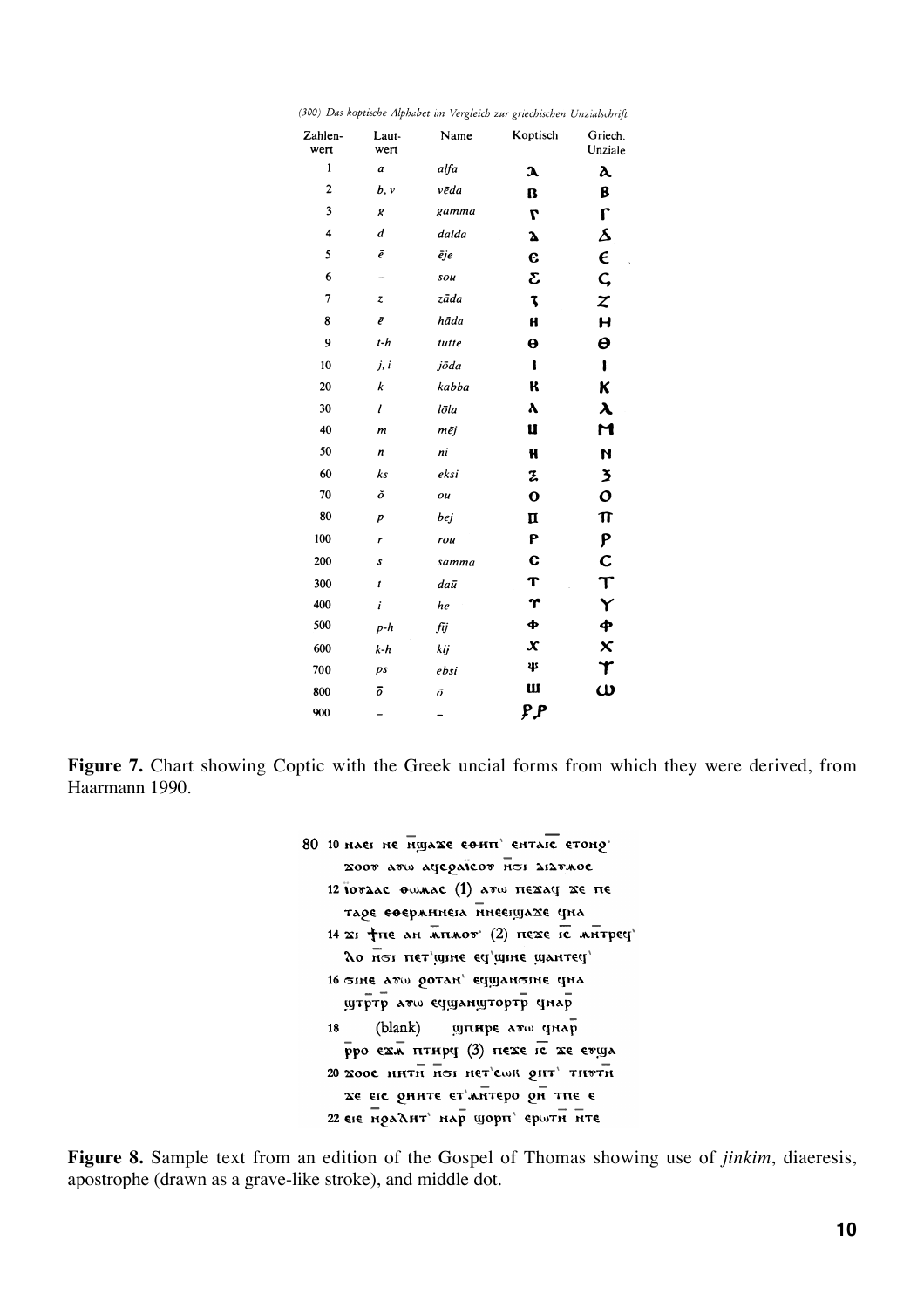*(300) Das koptische Alphabet im Vergleich zur griechischen Unzialschrift*

| Zahlen-wert | Laut-wert | Name | Koptisch | Griech. Unziale |
|---|---|---|---|---|
| 1 | *a* | *alfa* | ⲁ | ⲁ |
| 2 | *b, v* | *vēda* | ⲃ | ⲃ |
| 3 | *g* | *gamma* | ⲅ | ⲅ |
| 4 | *d* | *dalda* | ⲇ | Δ |
| 5 | *ĕ* | *ĕje* | ⲉ | ⲉ |
| 6 | – | *sou* | ⲋ | Ϛ |
| 7 | *z* | *zāda* | ⲍ | Ζ |
| 8 | *ē* | *hāda* | ⲏ | Η |
| 9 | *t-h* | *tutte* | ⲑ | Θ |
| 10 | *j, i* | *jōda* | ⲓ | Ι |
| 20 | *k* | *kabba* | ⲕ | Κ |
| 30 | *l* | *lōla* | ⲗ | λ |
| 40 | *m* | *mēj* | ⲙ | Μ |
| 50 | *n* | *ni* | ⲛ | Ν |
| 60 | *ks* | *eksi* | ⲝ | Ξ |
| 70 | *ŏ* | *ou* | ⲟ | Ο |
| 80 | *p* | *bej* | ⲡ | Π |
| 100 | *r* | *rou* | ⲣ | Ρ |
| 200 | *s* | *samma* | ⲥ | Ϲ |
| 300 | *t* | *daū* | ⲧ | Τ |
| 400 | *i* | *he* | ⲩ | Υ |
| 500 | *p-h* | *fīj* | ⲫ | Φ |
| 600 | *k-h* | *kij* | ⲭ | Χ |
| 700 | *ps* | *ebsi* | ⲯ | Ψ |
| 800 | *ō* | *ō* | ⲱ | ω |
| 900 | – | – | ⳁ ⳁ | |

**Figure 7.** Chart showing Coptic with the Greek uncial forms from which they were derived, from Haarmann 1990.

80 10 ⲛⲁⲉⲓ ⲛⲉ ⲛ̄ϣⲁϫⲉ ⲉⲑⲏⲡ̀ ⲉⲛⲧⲁⲓ̈ⲥ̄ ⲉⲧⲟⲛϩ·
ϫⲟⲟⲩ ⲁⲩⲱ ⲁϥⲥϩⲁⲓ̈ⲥⲟⲩ ⲛ̄ϭⲓ ⲇⲓⲇⲩⲙⲟⲥ
12 ⲓ̈ⲟⲩⲇⲁⲥ ⲑⲱⲙⲁⲥ (1) ⲁⲩⲱ ⲡⲉϫⲁϥ ϫⲉ ⲡⲉ
ⲧⲁϩⲉ ⲉⲑⲉⲣⲙⲏⲛⲉⲓⲁ ⲛ̄ⲛⲉⲉⲓϣⲁϫⲉ ϥⲛⲁ
14 ϫⲓ ϯⲡⲉ ⲁⲛ ⲙ̄ⲡⲙⲟⲩ· (2) ⲡⲉϫⲉ ⲓ̄ⲥ̄ ⲙ̄ⲧⲣⲉϥ̀
ⲗⲟ ⲛ̄ϭⲓ ⲡⲉⲧ̀ϣⲓⲛⲉ ⲉϥ̀ϣⲓⲛⲉ ϣⲁⲛⲧⲉϥ̀
16 ϭⲓⲛⲉ ⲁⲩⲱ ϩⲟⲧⲁⲛ̀ ⲉϥϣⲁⲛϭⲓⲛⲉ ϥⲛⲁ
ϣⲧ̄ⲣⲧ̄ⲣ ⲁⲩⲱ ⲉϥϣⲁⲛϣⲧⲟⲣⲧ̄ⲣ ϥⲛⲁⲣ̄
18 (blank) ϣ̄ⲡⲏⲣⲉ ⲁⲩⲱ ϥⲛⲁⲣ̄
ⲣ̄ⲣⲟ ⲉϫⲙ̄ ⲡⲧⲏⲣϥ̄ (3) ⲡⲉϫⲉ ⲓ̄ⲥ̄ ϫⲉ ⲉⲩϣⲁ
20 ϫⲟⲟⲥ ⲛⲏⲧⲛ̄ ⲛ̄ϭⲓ ⲛⲉⲧ̀ⲥⲱⲕ ϩⲏⲧ̀ ⲧⲏⲩⲧⲛ̄
ϫⲉ ⲉⲓⲥ ϩⲏⲏⲧⲉ ⲉⲧ̀ⲙⲛ̄ⲧⲉⲣⲟ ϩⲛ̄ ⲧⲡⲉ ⲉ
22 ⲉⲓⲉ ⲛ̄ϩⲁⲗⲏⲧ̀ ⲛⲁⲣ̄ ϣⲟⲣⲡ̀ ⲉⲣⲱⲧⲛ̄ ⲛ̄ⲧⲉ

**Figure 8.** Sample text from an edition of the Gospel of Thomas showing use of *jinkim*, diaeresis, apostrophe (drawn as a grave-like stroke), and middle dot.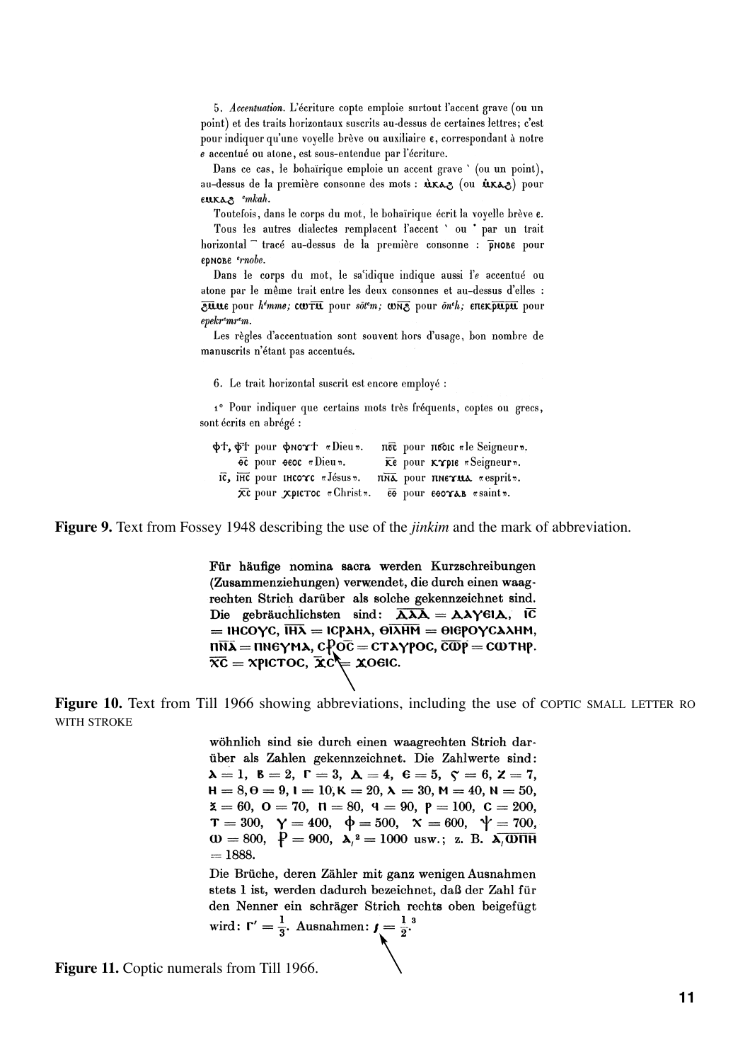5. *Accentuation.* L'écriture copte emploie surtout l'accent grave (ou un point) et des traits horizontaux suscrits au-dessus de certaines lettres; c'est pour indiquer qu'une voyelle brève ou auxiliaire ⲉ, correspondant à notre *e* accentué ou atone, est sous-entendue par l'écriture.

Dans ce cas, le bohaïrique emploie un accent grave ` (ou un point), au-dessus de la première consonne des mots : ⲙ̀ⲕⲁϩ (ou ⲙ̇ⲕⲁϩ) pour ⲉⲙⲕⲁϩ *ᵉmkah*.

Toutefois, dans le corps du mot, le bohaïrique écrit la voyelle brève ⲉ.

Tous les autres dialectes remplacent l'accent ` ou ˙ par un trait horizontal ¯ tracé au-dessus de la première consonne : ⲣ̄ⲛⲟⲃⲉ pour ⲉⲣⲛⲟⲃⲉ *ᵉrnobe*.

Dans le corps du mot, le sa'idique indique aussi l'*e* accentué ou atone par le même trait entre les deux consonnes et au-dessus d'elles : ϩ̄ⲙ̄ⲙⲉ pour *hᵉmme;* ⲥⲱⲧ̄ⲙ̄ pour *sôtᵉm;* ⲱⲛ̄ϩ̄ pour *ônᵉh;* ⲉⲡⲉⲕⲣ̄ⲙ̄ⲣ̄ⲙ̄ pour *epekrᵉmrᵉm*.

Les règles d'accentuation sont souvent hors d'usage, bon nombre de manuscrits n'étant pas accentués.

6. Le trait horizontal suscrit est encore employé :

1° Pour indiquer que certains mots très fréquents, coptes ou grecs, sont écrits en abrégé :

ⲫϯ, ⲫ̄ϯ̄ pour ⲫⲛⲟⲩϯ «Dieu». ⲡ̄ⲟ̄ⲥ̄ pour ⲡϭⲟⲓⲥ «le Seigneur».
ⲑ̄ⲥ̄ pour ⲑⲉⲟⲥ «Dieu». ⲕ̄ⲉ̄ pour ⲕⲩⲣⲓⲉ «Seigneur».
ⲓ̄ⲥ̄, ⲓ̄ⲏ̄ⲥ̄ pour ⲓⲏⲥⲟⲩⲥ «Jésus». ⲡ̄ⲛ̄ⲁ̄ pour ⲡⲛⲉⲩⲙⲁ «esprit».
ⲭ̄ⲥ̄ pour ⲭⲣⲓⲥⲧⲟⲥ «Christ». ⲉ̄ⲑ̄ pour ⲉⲑⲟⲩⲁⲃ «saint».

**Figure 9.** Text from Fossey 1948 describing the use of the *jinkim* and the mark of abbreviation.

Für häufige nomina sacra werden Kurzschreibungen (Zusammenziehungen) verwendet, die durch einen waagrechten Strich darüber als solche gekennzeichnet sind. Die gebräuchlichsten sind: ⲁ̄ⲗ̄ⲁ̄ = ⲁⲗⲗⲉⲓⲁ, ⲓ̄ⲥ̄ = ⲓⲏⲥⲟⲩⲥ, ⲓ̄ⲏ̄ⲗ̄ = ⲓⲥⲣⲁⲏⲗ, ⲑ̄ⲓ̄ⲗ̄ⲏ̄ⲙ̄ = ⲑⲓⲉⲣⲟⲩⲥⲁⲗⲏⲙ, ⲡ̄ⲛ̄ⲁ̄ = ⲡⲛⲉⲩⲙⲁ, ⲥ⳱ⲟ̄ⲥ̄ = ⲥⲧⲁⲩⲣⲟⲥ, ⲥ̄ⲱ̄ⲣ̄ = ⲥⲱⲧⲏⲣ. ⲭ̄ⲥ̄ = ⲭⲣⲓⲥⲧⲟⲥ, ϫ̄ⲥ̄ = ϫⲟⲉⲓⲥ.

**Figure 10.** Text from Till 1966 showing abbreviations, including the use of COPTIC SMALL LETTER RO WITH STROKE

wöhnlich sind sie durch einen waagrechten Strich darüber als Zahlen gekennzeichnet. Die Zahlwerte sind: ⲁ = 1, ⲃ = 2, ⲅ = 3, ⲇ = 4, ⲉ = 5, ⲋ = 6, ⲍ = 7, ⲏ = 8, ⲑ = 9, ⲓ = 10, ⲕ = 20, ⲗ = 30, ⲙ = 40, ⲛ = 50, ⲝ = 60, ⲟ = 70, ⲡ = 80, ϥ = 90, ⲣ = 100, ⲥ = 200, ⲧ = 300, ⲩ = 400, ⲫ = 500, ⲭ = 600, ⲯ = 700, ⲱ = 800, ⳁ = 900, ⲁ͵² = 1000 usw.; z. B. ⲁ͵ⲱ̄ⲡ̄ⲏ̄ = 1888.

Die Brüche, deren Zähler mit ganz wenigen Ausnahmen stets 1 ist, werden dadurch bezeichnet, daß der Zahl für den Nenner ein schräger Strich rechts oben beigefügt wird: ⲅ′ = $\frac{1}{3}$. Ausnahmen: ⳽ = $\frac{1}{2}$.[3]

**Figure 11.** Coptic numerals from Till 1966.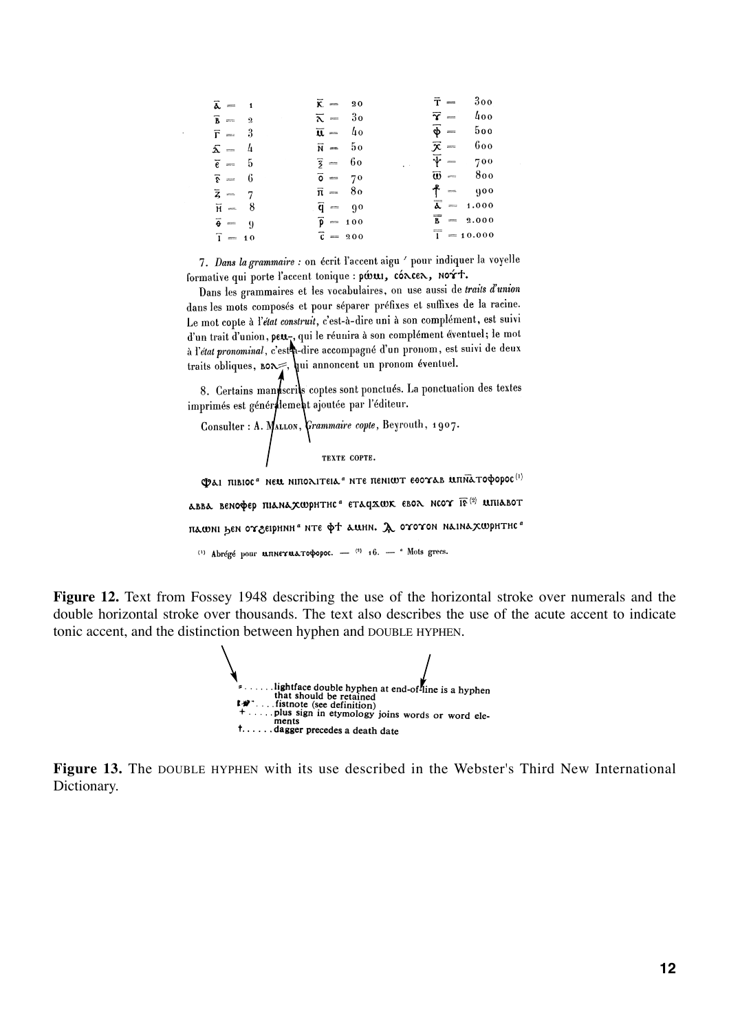| | | | | | |
|---|---|---|---|---|---|
| ⲁ̅ = | 1 | ⲕ̅ = | 20 | ⲧ̅ = | 300 |
| ⲃ̅ = | 2 | ⲗ̅ = | 30 | ⲩ̅ = | 400 |
| ⲅ̅ = | 3 | ⲙ̅ = | 40 | ⲫ̅ = | 500 |
| ⲇ̅ = | 4 | ⲛ̅ = | 50 | ⲭ̅ = | 600 |
| ⲉ̅ = | 5 | ⲝ̅ = | 60 | ⲯ̅ = | 700 |
| ⲋ̅ = | 6 | ⲟ̅ = | 70 | ⲱ̅ = | 800 |
| ⲍ̅ = | 7 | ⲡ̅ = | 80 | ϯ̅ = | 900 |
| ⲏ̅ = | 8 | ϥ̅ = | 90 | ⲁ̿ = | 1.000 |
| ⲑ̅ = | 9 | ⲣ̅ = | 100 | ⲃ̿ = | 2.000 |
| ⲓ̅ = | 10 | ⲥ̅ = | 200 | ⲓ̿ = | 10.000 |

7. *Dans la grammaire :* on écrit l'accent aigu ´ pour indiquer la voyelle formative qui porte l'accent tonique : ⲣⲱ́ⲙⲓ, ⲥⲟ́ⲗⲥⲉⲗ, ⲛⲟⲩ́ϯ.

Dans les grammaires et les vocabulaires, on use aussi de *traits d'union* dans les mots composés et pour séparer préfixes et suffixes de la racine. Le mot copte à l'*état construit*, c'est-à-dire uni à son complément, est suivi d'un trait d'union, ⲣⲉⲙ-, qui le réunira à son complément éventuel; le mot à l'*état pronominal*, c'est-à-dire accompagné d'un pronom, est suivi de deux traits obliques, ⲃⲟⲗ⸗, qui annoncent un pronom éventuel.

8. Certains manuscrits coptes sont ponctués. La ponctuation des textes imprimés est généralement ajoutée par l'éditeur.

Consulter : A. Mallon, *Grammaire copte*, Beyrouth, 1907.

TEXTE COPTE.

ⲫⲁⲓ ⲡⲓⲃⲓⲟⲥ[a] ⲛⲉⲙ ⲛⲓⲡⲟⲗⲓⲧⲉⲓⲁ[a] ⲛⲧⲉ ⲡⲉⲛⲓⲱⲧ ⲉⲑⲟⲩⲁⲃ ⲙ̅ⲡ̅ⲛ̅ⲁ̅ⲧⲟⲫⲟⲣⲟⲥ[(1)]

ⲁⲃⲃⲁ ⲃⲉⲛⲟⲫⲉⲣ ⲡⲓⲁⲛⲁⲭⲱⲣⲏⲧⲏⲥ[a] ⲉⲧⲁϥϫⲱⲕ ⲉⲃⲟⲗ ⲛⲥⲟⲩ ⲓ̅ⲋ̅[(2)] ⲙⲡⲓⲁⲃⲟⲧ

ⲡⲁⲱⲛⲓ ϧⲉⲛ ⲟⲩϩⲉⲓⲣⲏⲛⲏ[a] ⲛⲧⲉ ⲫϯ ⲁⲙⲏⲛ. ⳁ ⲟⲩⲟⲩⲟⲛ ⲛⲁⲓⲛⲁⲭⲱⲣⲏⲧⲏⲥ[a]

(1) Abrégé pour ⲙⲡⲛⲉⲩⲙⲁⲧⲟⲫⲟⲣⲟⲥ. — (2) 16. — [a] Mots grecs.

**Figure 12.** Text from Fossey 1948 describing the use of the horizontal stroke over numerals and the double horizontal stroke over thousands. The text also describes the use of the acute accent to indicate tonic accent, and the distinction between hyphen and DOUBLE HYPHEN.

⸗ . . . . . . lightface double hyphen at end-of-line is a hyphen that should be retained
☞ . . . . fistnote (see definition)
\+ . . . . . plus sign in etymology joins words or word elements
† . . . . . . dagger precedes a death date

**Figure 13.** The DOUBLE HYPHEN with its use described in the Webster's Third New International Dictionary.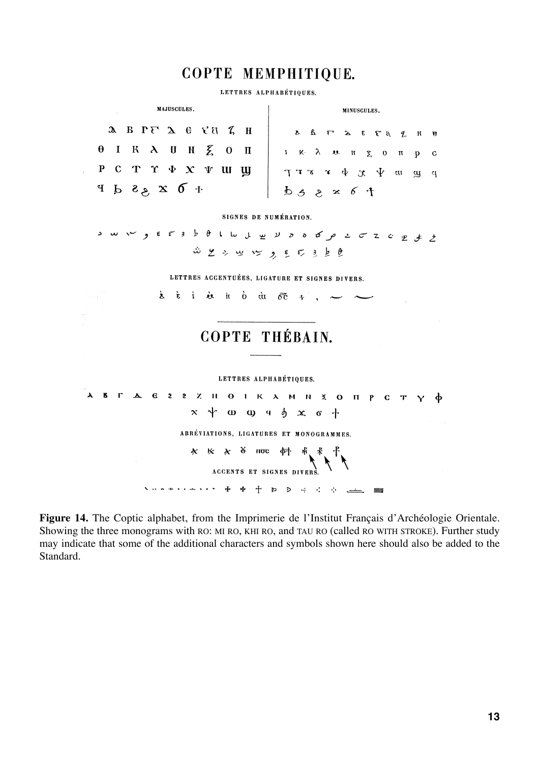# COPTE MEMPHITIQUE.

LETTRES ALPHABÉTIQUES.

| MAJUSCULES. | MINUSCULES. |
|---|---|
| ⲁ ⲃ ⲅ ⲇ ⲉ ⲋ ⲍ ⲏ | ⲁ ⲃ ⲅ ⲇ ⲉ ⲋ ⲍ ⲏ ⲑ |
| ⲑ ⲓ ⲕ ⲗ ⲙ ⲛ ⲝ ⲟ ⲡ | ⲓ ⲕ ⲗ ⲙ ⲛ ⲝ ⲟ ⲡ ⲣ ⲥ |
| ⲣ ⲥ ⲧ ⲩ ⲫ ⲭ ⲯ ⲱ ϣ | ⲧ ⲧ ⲩ ⲩ ⲫ ⲭ ⲯ ⲱ ϣ ϥ |
| ϥ ϧ ϩ ϫ ϭ ϯ | ϧ ϩ ϩ ϫ ϭ ϯ |

SIGNES DE NUMÉRATION.

LETTRES ACCENTUÉES, LIGATURE ET SIGNES DIVERS.

# COPTE THÉBAIN.

LETTRES ALPHABÉTIQUES.

ⲁ ⲃ ⲅ ⲇ ⲉ ⲋ ⲍ ⲏ ⲑ ⲓ ⲕ ⲗ ⲙ ⲛ ⲝ ⲟ ⲡ ⲣ ⲥ ⲧ ⲩ ⲫ
ⲭ ⲯ ⲱ ϣ ϥ ϧ ϫ ϭ ϯ

ABRÉVIATIONS, LIGATURES ET MONOGRAMMES.

ⲡⲟⲥ

ACCENTS ET SIGNES DIVERS.

**Figure 14.** The Coptic alphabet, from the Imprimerie de l'Institut Français d'Archéologie Orientale. Showing the three monograms with RO: MI RO, KHI RO, and TAU RO (called RO WITH STROKE). Further study may indicate that some of the additional characters and symbols shown here should also be added to the Standard.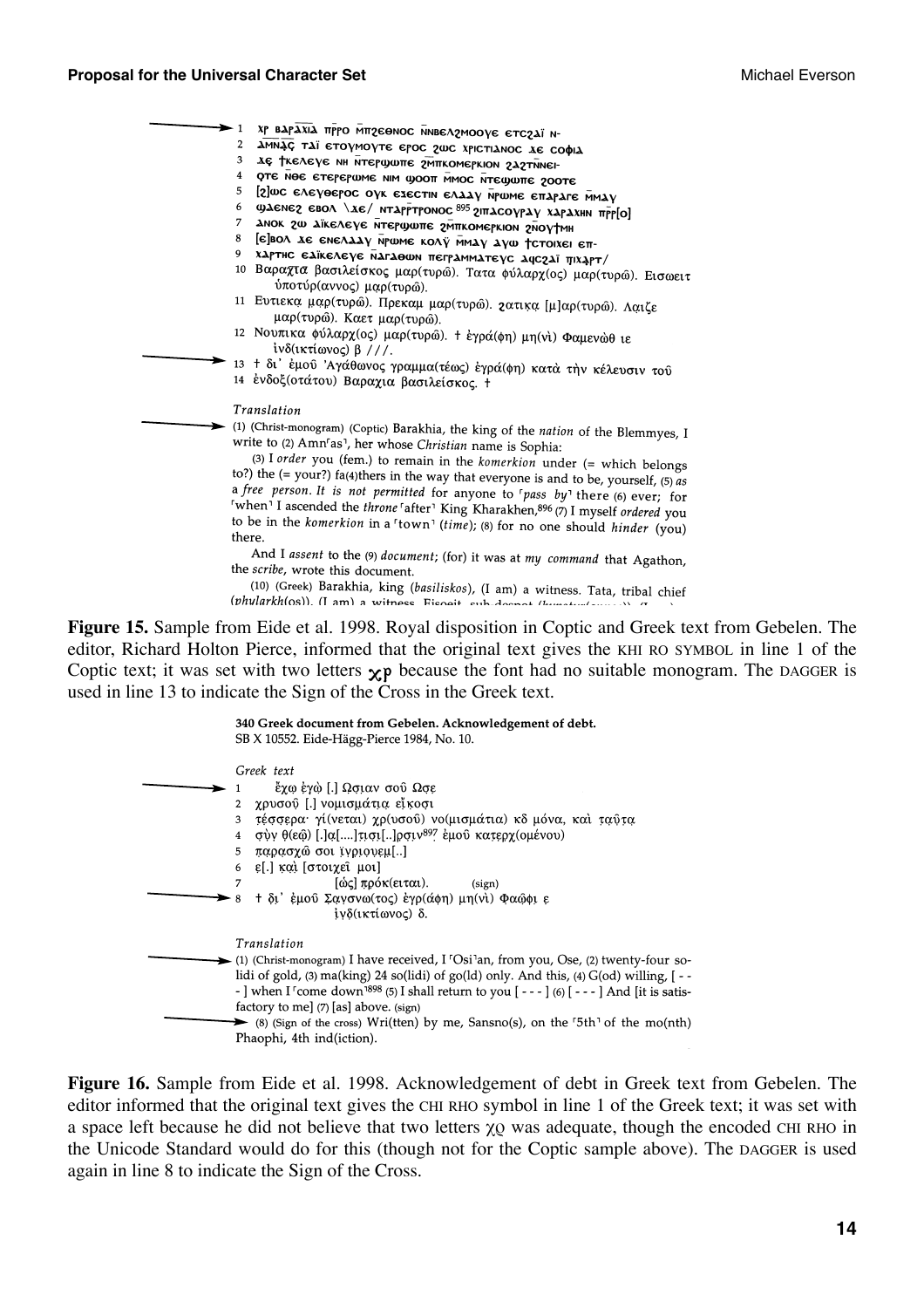1 ⳩ ⲃⲁⲣⲁⲭⲓⲁ ⲡⲣ̄ⲣⲟ ⲙ̄ⲡ̄ϩⲉⲑⲛⲟⲥ ⲛ̄ⲛⲃⲉⲗϩⲙⲟⲟⲩⲉ ⲉⲧⲥϩⲁï ⲛ-
2 ⲁⲙⲛⲁϭ ⲧⲁï ⲉⲧⲟⲩⲙⲟⲩⲧⲉ ⲉⲣⲟⲥ ϩⲱⲥ ⲭⲣⲓⲥⲧⲓⲁⲛⲟⲥ ϫⲉ ⲥⲟⲫⲓⲁ
3 ϫⲉ ϯⲕⲉⲗⲉⲩⲉ ⲛⲏ ⲛ̄ⲧⲉⲣϣⲱⲡⲉ ϩⲙ̄ⲡⲕⲟⲙⲉⲣⲕⲓⲟⲛ ϩⲁϩⲧⲛ̄ⲛⲉⲓ-
4 ⲟⲧⲉ ⲛ̄ⲑⲉ ⲉⲧⲉⲣⲉⲣⲱⲙⲉ ⲛⲓⲙ ϣⲟⲟⲡ ⲙ̄ⲙⲟⲥ ⲛ̄ⲧⲉϣⲱⲡⲉ ϩⲟⲟⲧⲉ
5 [ϩ]ⲱⲥ ⲉⲗⲉⲩⲑⲉⲣⲟⲥ ⲟⲩⲕ ⲉⲝⲉⲥⲧⲓⲛ ⲉⲗⲁⲁⲩ ⲛ̄ⲣⲱⲙⲉ ⲉⲡⲁⲣⲁⲅⲉ ⲙ̄ⲙⲁⲩ
6 ϣⲁⲉⲛⲉϩ ⲉⲃⲟⲗ \ϫⲉ/ ⲛ̄ⲧⲁⲣⲣ̄ⲧⲣⲟⲛⲟⲥ [895] ϩⲓⲡⲁⲥⲟⲩⲣⲁⲩ ⲭⲁⲣⲁⲭⲏⲛ ⲡⲣ̄ⲣ[ⲟ]
7 ⲁⲛⲟⲕ ϩⲱ ⲁïⲕⲉⲗⲉⲩⲉ ⲛ̄ⲧⲉⲣϣⲱⲡⲉ ϩⲙ̄ⲡⲕⲟⲙⲉⲣⲕⲓⲟⲛ ϩⲛⲟⲩϯⲙⲏ
8 [ⲉ]ⲃⲟⲗ ϫⲉ ⲉⲛⲉⲗⲁⲁⲩ ⲛ̄ⲣⲱⲙⲉ ⲕⲟⲗⲩ̈ ⲙ̄ⲙⲁⲩ ⲁⲩⲱ ϯⲥⲧⲟⲓⲭⲉⲓ ⲉⲡ-
9 ⲭⲁⲣⲧⲏⲥ ⲉⲁïⲕⲉⲗⲉⲩⲉ ⲛ̄ⲁⲅⲁⲑⲱⲛ ⲡⲉⲅⲣⲁⲙⲙⲁⲧⲉⲩⲥ ⲁϥⲥϩⲁï ⲡⲓⲭⲁⲣⲧ/
10 Βαραχια βασιλεῖσκος μαρ(τυρῶ). Τατα φύλαρχ(ος) μαρ(τυρῶ). Εισωειτ ὑποτύρ(αννος) μαρ(τυρῶ).
11 Ευτιεκα μαρ(τυρῶ). Πρεκαμ μαρ(τυρῶ). ϩατικα [μ]αρ(τυρῶ). Λαιζε μαρ(τυρῶ). Καετ μαρ(τυρῶ).
12 Νουπικα φύλαρχ(ος) μαρ(τυρῶ). † ἐγρά(φη) μη(νὶ) Φαμενὼθ ιε ἰνδ(ικτίωνος) β ///.
13 † δι' ἐμοῦ Ἀγάθωνος γραμμα(τέως) ἐγρά(φη) κατὰ τὴν κέλευσιν τοῦ
14 ἐνδοξ(οτάτου) Βαραχια βασιλεῖσκος. †

*Translation*

(1) (Christ-monogram) (Coptic) Barakhia, the king of the *nation* of the Blemmyes, I write to (2) Amn⌜as⌝, her whose *Christian* name is Sophia:

(3) I *order* you (fem.) to remain in the *komerkion* under (= which belongs to?) the (= your?) fa(4)thers in the way that everyone is and to be, yourself, (5) *as a free person. It is not permitted* for anyone to ⌜*pass by*⌝ there (6) ever; for ⌜when⌝ I ascended the *throne* ⌜after⌝ King Kharakhen,[896] (7) I myself *ordered* you to be in the *komerkion* in a ⌜town⌝ (*time*); (8) for no one should *hinder* (you) there.

And I *assent* to the (9) *document*; (for) it was at *my command* that Agathon, the *scribe*, wrote this document.

(10) (Greek) Barakhia, king (*basiliskos*), (I am) a witness. Tata, tribal chief (*phylarkh*(os)), (I am) a witness. Eisoeit, sub-despot ...

**Figure 15.** Sample from Eide et al. 1998. Royal disposition in Coptic and Greek text from Gebelen. The editor, Richard Holton Pierce, informed that the original text gives the KHI RO SYMBOL in line 1 of the Coptic text; it was set with two letters ⲭⲣ because the font had no suitable monogram. The DAGGER is used in line 13 to indicate the Sign of the Cross in the Greek text.

**340 Greek document from Gebelen. Acknowledgement of debt.**
SB X 10552. Eide-Hägg-Pierce 1984, No. 10.

*Greek text*

1 ἔχω ἐγὼ [.] Ωσιαν σοῦ Ωσε
2 χρυσοῦ [.] νομισμάτια εἴκοσι
3 τέσσερα· γί(νεται) χρ(υσοῦ) νο(μισμάτια) κδ μόνα, καὶ ταῦτα
4 σὺν θ(εῷ) [.]α[....]τισι[..]ρσιν[897] ἐμοῦ κατερχ(ομένου)
5 παρασχῶ σοι ἰνριουεμ[..]
6 ε[.] καὶ [στοιχεῖ μοι]
7 [ὡς] πρόκ(ειται). (sign)
8 † δι' ἐμοῦ Σανσνω(τος) ἐγρ(άφη) μη(νὶ) Φαῶφι ε ἰνδ(ικτίωνος) δ.

*Translation*

(1) (Christ-monogram) I have received, I ⌜Osi⌝an, from you, Ose, (2) twenty-four solidi of gold, (3) ma(king) 24 so(lidi) of go(ld) only. And this, (4) G(od) willing, [ - - - ] when I ⌜come down⌝[898] (5) I shall return to you [ - - - ] (6) [ - - - ] And [it is satisfactory to me] (7) [as] above. (sign)

(8) (Sign of the cross) Wri(tten) by me, Sansno(s), on the ⌜5th⌝ of the mo(nth) Phaophi, 4th ind(iction).

**Figure 16.** Sample from Eide et al. 1998. Acknowledgement of debt in Greek text from Gebelen. The editor informed that the original text gives the CHI RHO symbol in line 1 of the Greek text; it was set with a space left because he did not believe that two letters χϱ was adequate, though the encoded CHI RHO in the Unicode Standard would do for this (though not for the Coptic sample above). The DAGGER is used again in line 8 to indicate the Sign of the Cross.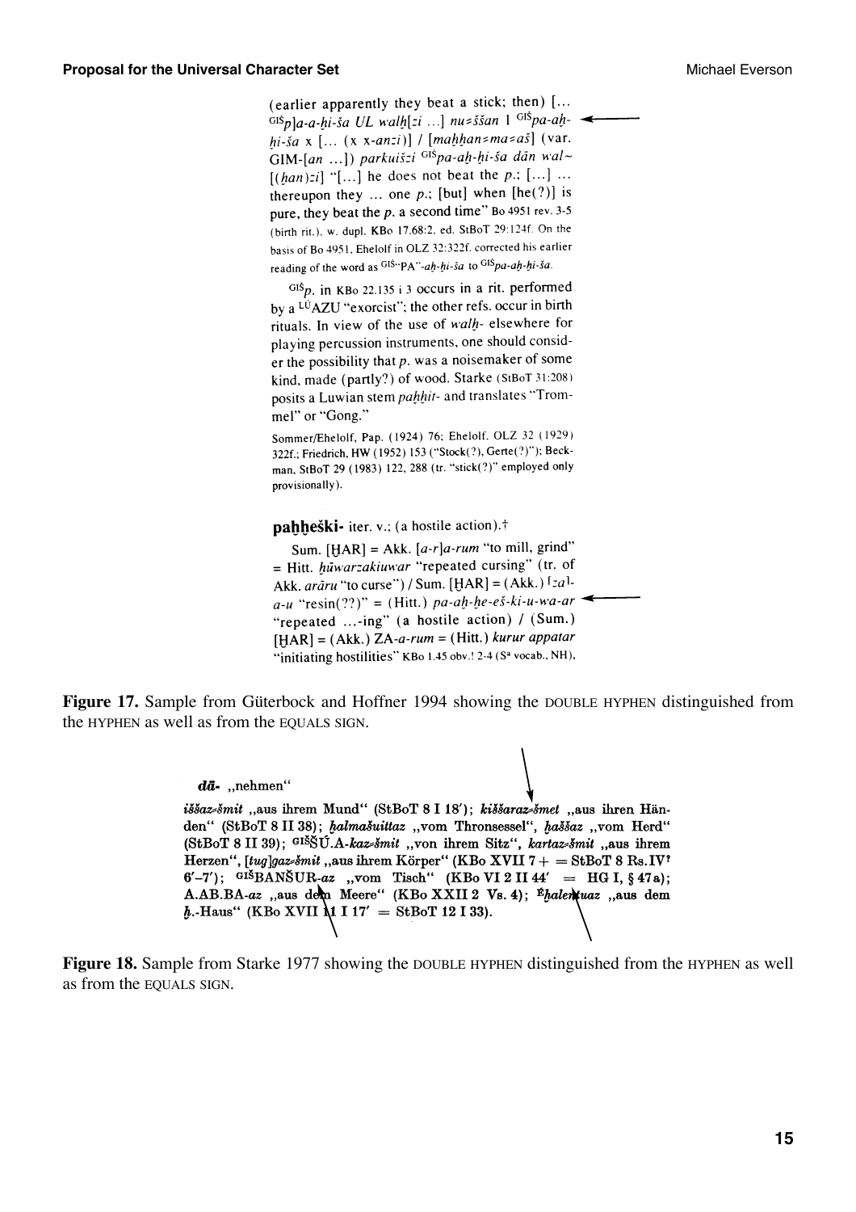(earlier apparently they beat a stick; then) [... GIŠp]a-a-ḫi-ša UL walḫ[zi ...] nu⸗ššan 1 GIŠpa-aḫ-ḫi-ša x [... (x x-anzi)] / [maḫḫan⸗ma⸗aš] (var. GIM-[an ...]) parkuišzi GIŠpa-aḫ-ḫi-ša dān wal~[(ḫan)zi] "[...] he does not beat the p.; [...] ... thereupon they ... one p.; [but] when [he(?)] is pure, they beat the p. a second time" Bo 4951 rev. 3-5 (birth rit.), w. dupl. KBo 17.68:2, ed. StBoT 29:124f. On the basis of Bo 4951, Ehelolf in OLZ 32:322f. corrected his earlier reading of the word as GIŠ"PA"-aḫ-ḫi-ša to GIŠpa-aḫ-ḫi-ša.

GIŠp. in KBo 22.135 i 3 occurs in a rit. performed by a LÚAZU "exorcist"; the other refs. occur in birth rituals. In view of the use of walḫ- elsewhere for playing percussion instruments, one should consider the possibility that p. was a noisemaker of some kind, made (partly?) of wood. Starke (StBoT 31:208) posits a Luwian stem paḫḫit- and translates "Trommel" or "Gong."

Sommer/Ehelolf, Pap. (1924) 76; Ehelolf, OLZ 32 (1929) 322f.; Friedrich, HW (1952) 153 ("Stock(?), Gerte(?)"); Beckman, StBoT 29 (1983) 122, 288 (tr. "stick(?)" employed only provisionally).

**paḫḫeški-** iter. v.; (a hostile action).†

Sum. [ḪAR] = Akk. [a-r]a-rum "to mill, grind" = Hitt. ḫūwarzakiuwar "repeated cursing" (tr. of Akk. arāru "to curse") / Sum. [ḪAR] = (Akk.) ⌈za⌉-a-u "resin(??)" = (Hitt.) pa-aḫ-ḫe-eš-ki-u-wa-ar "repeated ...-ing" (a hostile action) / (Sum.) [ḪAR] = (Akk.) ZA-a-rum = (Hitt.) kurur appatar "initiating hostilities" KBo 1.45 obv.! 2-4 (Sa vocab., NH).

**Figure 17.** Sample from Güterbock and Hoffner 1994 showing the DOUBLE HYPHEN distinguished from the HYPHEN as well as from the EQUALS SIGN.

***dā-*** „nehmen"

***iššaz⸗šmit*** „aus ihrem Mund" (StBoT 8 I 18'); ***kiššaraz⸗šmet*** „aus ihren Händen" (StBoT 8 II 38); ***ḫalmašuittaz*** „vom Thronsessel", ***ḫaššaz*** „vom Herd" (StBoT 8 II 39); GIŠŠÚ.A-***kaz⸗šmit*** „von ihrem Sitz", ***kartaz⸗šmit*** „aus ihrem Herzen", ***[tug]gaz⸗šmit*** „aus ihrem Körper" (KBo XVII 7 + = StBoT 8 Rs.IV? 6'–7'); GIŠBANŠUR-***az*** „vom Tisch" (KBo VI 2 II 44' = HG I, § 47a); A.AB.BA-***az*** „aus dem Meere" (KBo XXII 2 Vs. 4); É***ḫalentuaz*** „aus dem ***ḫ***.-Haus" (KBo XVII 11 I 17' = StBoT 12 I 33).

**Figure 18.** Sample from Starke 1977 showing the DOUBLE HYPHEN distinguished from the HYPHEN as well as from the EQUALS SIGN.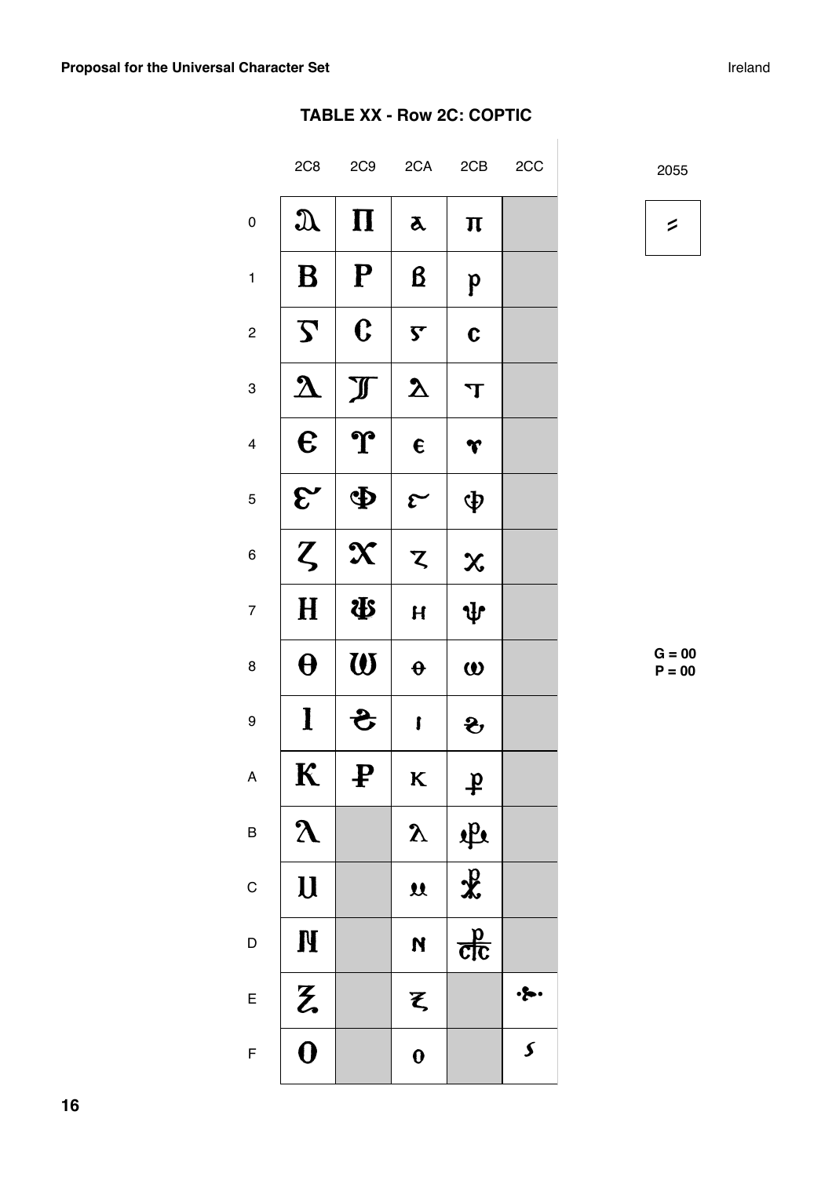**TABLE XX - Row 2C: COPTIC**

|   | 2C8 | 2C9 | 2CA | 2CB | 2CC |
|---|---|---|---|---|---|
| 0 | Ⲁ | Ⲡ | ⲁ | ⲡ |  |
| 1 | Ⲃ | Ⲣ | ⲃ | ⲣ |  |
| 2 | Ⲅ | Ⲥ | ⲅ | ⲥ |  |
| 3 | Ⲇ | Ⲧ | ⲇ | ⲧ |  |
| 4 | Ⲉ | Ⲩ | ⲉ | ⲩ |  |
| 5 | Ⲋ | Ⲫ | ⲋ | ⲫ |  |
| 6 | Ⲍ | Ⲭ | ⲍ | ⲭ |  |
| 7 | Ⲏ | Ⲯ | ⲏ | ⲯ |  |
| 8 | Ⲑ | Ⲱ | ⲑ | ⲱ |  |
| 9 | Ⲓ | Ϩ | ⲓ | ϩ |  |
| A | Ⲕ | ⳨ | ⲕ | ⳨ |  |
| B | Ⲗ |  | ⲗ | ⳧ |  |
| C | Ⲙ |  | ⲙ | ⳩ |  |
| D | Ⲛ |  | ⲛ | ⳤ |  |
| E | Ⲝ |  | ⲝ |  | ⳹ |
| F | Ⲟ |  | ⲟ |  | ⳺ |

2055

⁕

G = 00
P = 00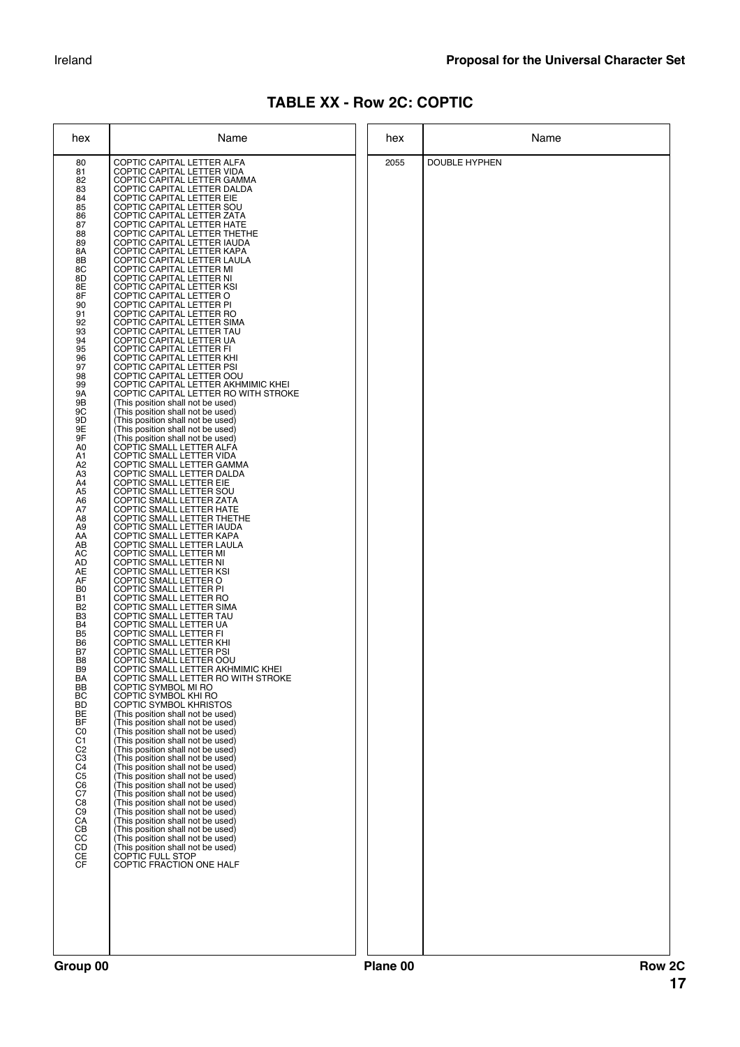## TABLE XX - Row 2C: COPTIC

| hex | Name |
|---|---|
| 80 | COPTIC CAPITAL LETTER ALFA |
| 81 | COPTIC CAPITAL LETTER VIDA |
| 82 | COPTIC CAPITAL LETTER GAMMA |
| 83 | COPTIC CAPITAL LETTER DALDA |
| 84 | COPTIC CAPITAL LETTER EIE |
| 85 | COPTIC CAPITAL LETTER SOU |
| 86 | COPTIC CAPITAL LETTER ZATA |
| 87 | COPTIC CAPITAL LETTER HATE |
| 88 | COPTIC CAPITAL LETTER THETHE |
| 89 | COPTIC CAPITAL LETTER IAUDA |
| 8A | COPTIC CAPITAL LETTER KAPA |
| 8B | COPTIC CAPITAL LETTER LAULA |
| 8C | COPTIC CAPITAL LETTER MI |
| 8D | COPTIC CAPITAL LETTER NI |
| 8E | COPTIC CAPITAL LETTER KSI |
| 8F | COPTIC CAPITAL LETTER O |
| 90 | COPTIC CAPITAL LETTER PI |
| 91 | COPTIC CAPITAL LETTER RO |
| 92 | COPTIC CAPITAL LETTER SIMA |
| 93 | COPTIC CAPITAL LETTER TAU |
| 94 | COPTIC CAPITAL LETTER UA |
| 95 | COPTIC CAPITAL LETTER FI |
| 96 | COPTIC CAPITAL LETTER KHI |
| 97 | COPTIC CAPITAL LETTER PSI |
| 98 | COPTIC CAPITAL LETTER OOU |
| 99 | COPTIC CAPITAL LETTER AKHMIMIC KHEI |
| 9A | COPTIC CAPITAL LETTER RO WITH STROKE |
| 9B | (This position shall not be used) |
| 9C | (This position shall not be used) |
| 9D | (This position shall not be used) |
| 9E | (This position shall not be used) |
| 9F | (This position shall not be used) |
| A0 | COPTIC SMALL LETTER ALFA |
| A1 | COPTIC SMALL LETTER VIDA |
| A2 | COPTIC SMALL LETTER GAMMA |
| A3 | COPTIC SMALL LETTER DALDA |
| A4 | COPTIC SMALL LETTER EIE |
| A5 | COPTIC SMALL LETTER SOU |
| A6 | COPTIC SMALL LETTER ZATA |
| A7 | COPTIC SMALL LETTER HATE |
| A8 | COPTIC SMALL LETTER THETHE |
| A9 | COPTIC SMALL LETTER IAUDA |
| AA | COPTIC SMALL LETTER KAPA |
| AB | COPTIC SMALL LETTER LAULA |
| AC | COPTIC SMALL LETTER MI |
| AD | COPTIC SMALL LETTER NI |
| AE | COPTIC SMALL LETTER KSI |
| AF | COPTIC SMALL LETTER O |
| B0 | COPTIC SMALL LETTER PI |
| B1 | COPTIC SMALL LETTER RO |
| B2 | COPTIC SMALL LETTER SIMA |
| B3 | COPTIC SMALL LETTER TAU |
| B4 | COPTIC SMALL LETTER UA |
| B5 | COPTIC SMALL LETTER FI |
| B6 | COPTIC SMALL LETTER KHI |
| B7 | COPTIC SMALL LETTER PSI |
| B8 | COPTIC SMALL LETTER OOU |
| B9 | COPTIC SMALL LETTER AKHMIMIC KHEI |
| BA | COPTIC SMALL LETTER RO WITH STROKE |
| BB | COPTIC SYMBOL MI RO |
| BC | COPTIC SYMBOL KHI RO |
| BD | COPTIC SYMBOL KHRISTOS |
| BE | (This position shall not be used) |
| BF | (This position shall not be used) |
| C0 | (This position shall not be used) |
| C1 | (This position shall not be used) |
| C2 | (This position shall not be used) |
| C3 | (This position shall not be used) |
| C4 | (This position shall not be used) |
| C5 | (This position shall not be used) |
| C6 | (This position shall not be used) |
| C7 | (This position shall not be used) |
| C8 | (This position shall not be used) |
| C9 | (This position shall not be used) |
| CA | (This position shall not be used) |
| CB | (This position shall not be used) |
| CC | (This position shall not be used) |
| CD | (This position shall not be used) |
| CE | COPTIC FULL STOP |
| CF | COPTIC FRACTION ONE HALF |

| hex | Name |
|---|---|
| 2055 | DOUBLE HYPHEN |

Group 00 Plane 00 Row 2C